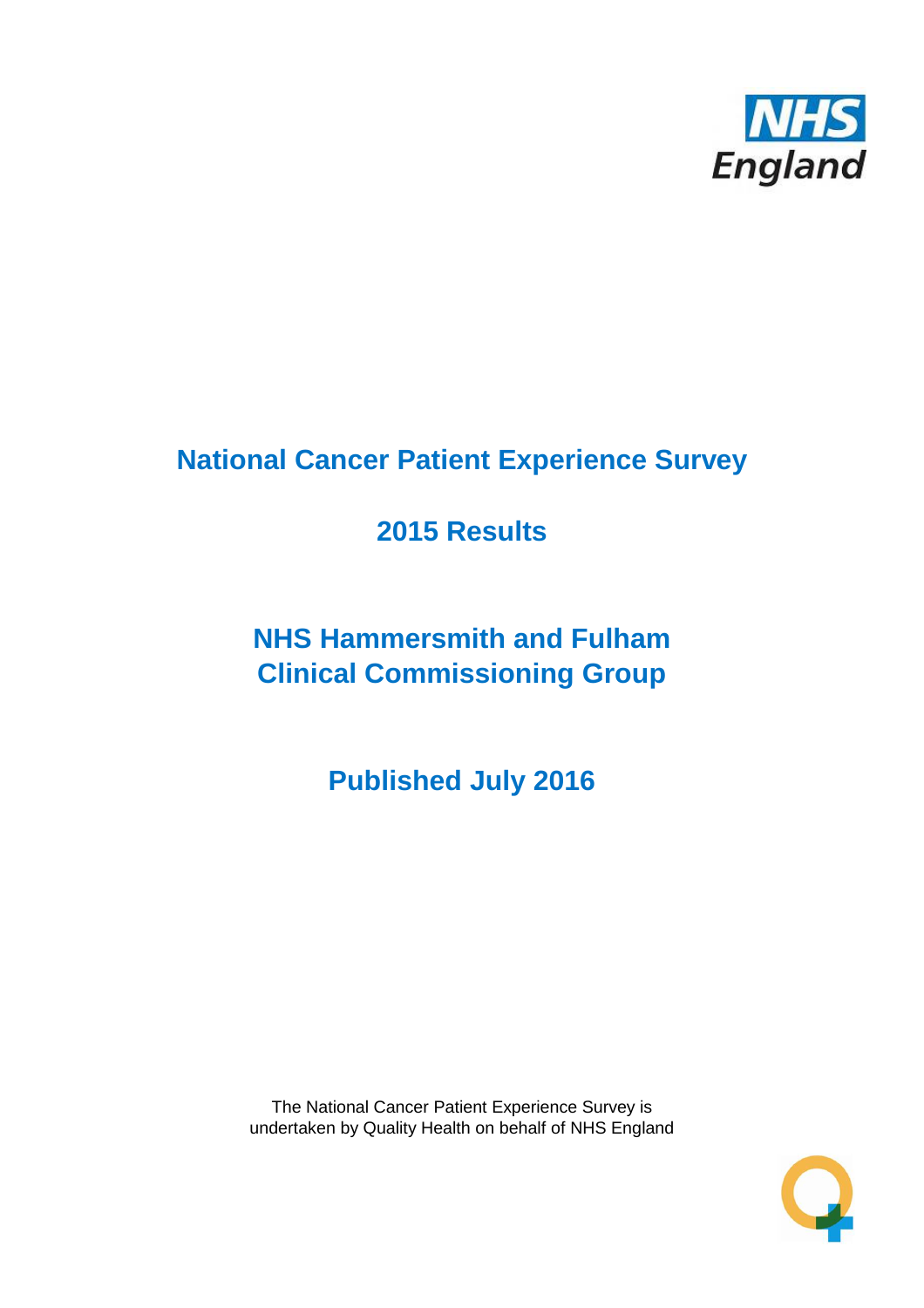NHS England

# National Cancer Patient Experience Survey

## 2015 Results

## NHS Hammersmith and Fulham Clinical Commissioning Group

## Published July 2016

The National Cancer Patient Experience Survey is undertaken by Quality Health on behalf of NHS England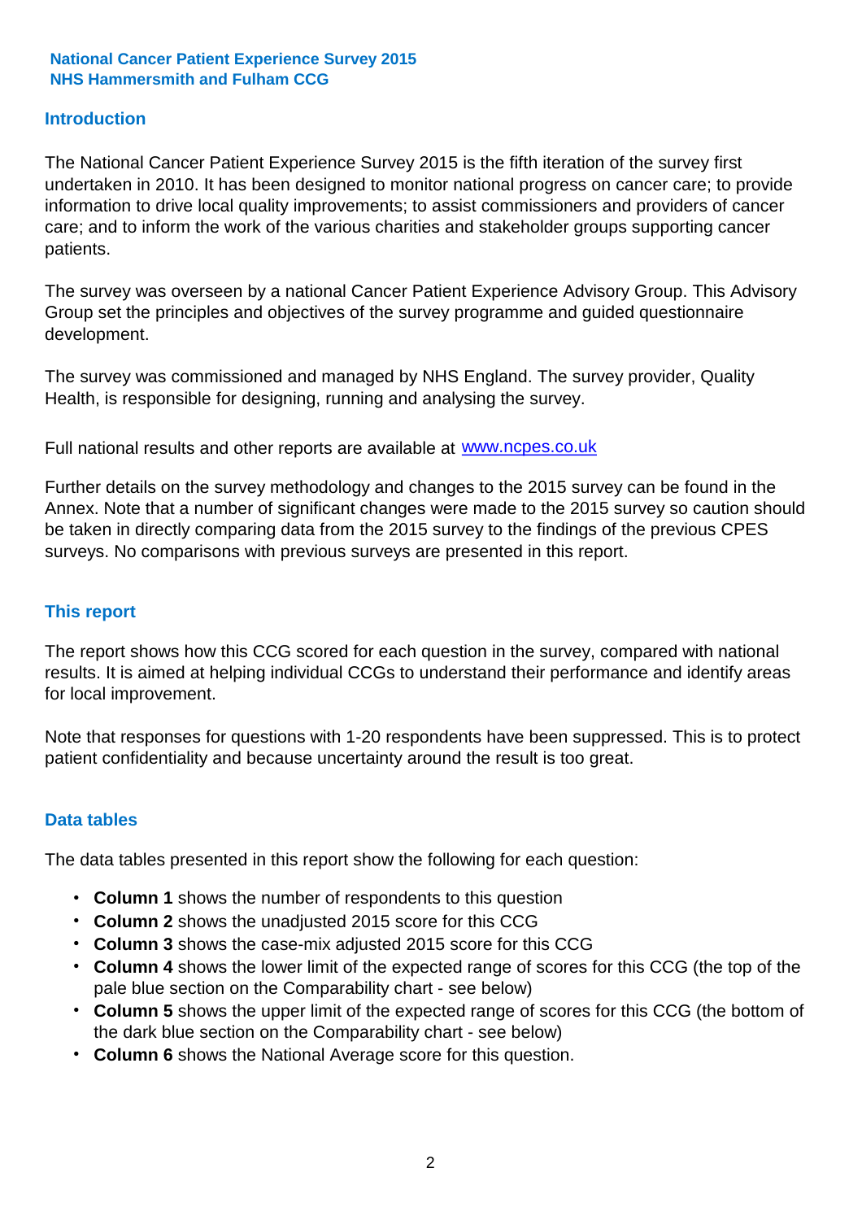**National Cancer Patient Experience Survey 2015**
**NHS Hammersmith and Fulham CCG**

## Introduction

The National Cancer Patient Experience Survey 2015 is the fifth iteration of the survey first undertaken in 2010. It has been designed to monitor national progress on cancer care; to provide information to drive local quality improvements; to assist commissioners and providers of cancer care; and to inform the work of the various charities and stakeholder groups supporting cancer patients.

The survey was overseen by a national Cancer Patient Experience Advisory Group. This Advisory Group set the principles and objectives of the survey programme and guided questionnaire development.

The survey was commissioned and managed by NHS England. The survey provider, Quality Health, is responsible for designing, running and analysing the survey.

Full national results and other reports are available at [www.ncpes.co.uk](http://www.ncpes.co.uk)

Further details on the survey methodology and changes to the 2015 survey can be found in the Annex. Note that a number of significant changes were made to the 2015 survey so caution should be taken in directly comparing data from the 2015 survey to the findings of the previous CPES surveys. No comparisons with previous surveys are presented in this report.

## This report

The report shows how this CCG scored for each question in the survey, compared with national results. It is aimed at helping individual CCGs to understand their performance and identify areas for local improvement.

Note that responses for questions with 1-20 respondents have been suppressed. This is to protect patient confidentiality and because uncertainty around the result is too great.

## Data tables

The data tables presented in this report show the following for each question:

- **Column 1** shows the number of respondents to this question
- **Column 2** shows the unadjusted 2015 score for this CCG
- **Column 3** shows the case-mix adjusted 2015 score for this CCG
- **Column 4** shows the lower limit of the expected range of scores for this CCG (the top of the pale blue section on the Comparability chart - see below)
- **Column 5** shows the upper limit of the expected range of scores for this CCG (the bottom of the dark blue section on the Comparability chart - see below)
- **Column 6** shows the National Average score for this question.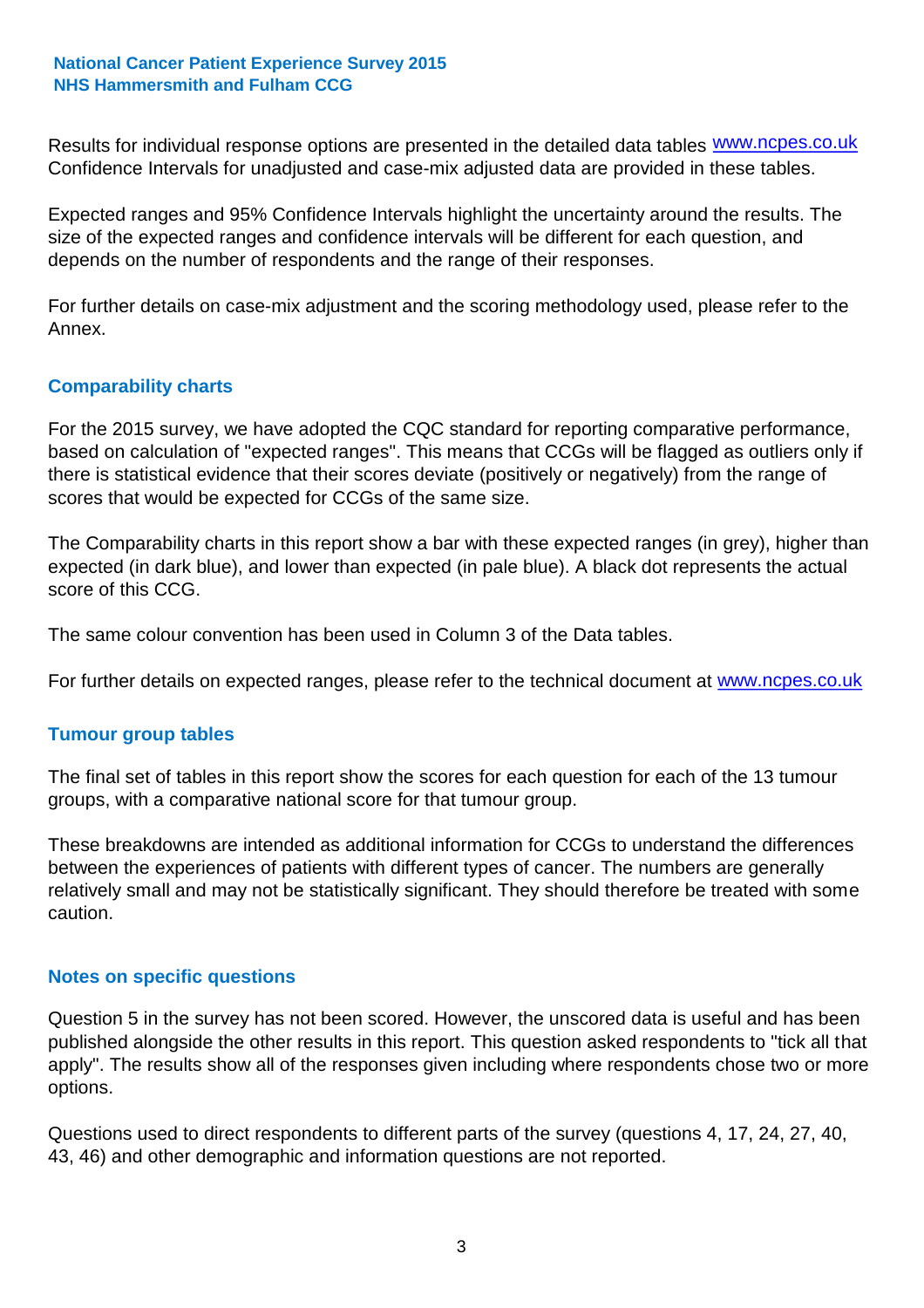Results for individual response options are presented in the detailed data tables www.ncpes.co.uk Confidence Intervals for unadjusted and case-mix adjusted data are provided in these tables.

Expected ranges and 95% Confidence Intervals highlight the uncertainty around the results. The size of the expected ranges and confidence intervals will be different for each question, and depends on the number of respondents and the range of their responses.

For further details on case-mix adjustment and the scoring methodology used, please refer to the Annex.

## Comparability charts

For the 2015 survey, we have adopted the CQC standard for reporting comparative performance, based on calculation of "expected ranges". This means that CCGs will be flagged as outliers only if there is statistical evidence that their scores deviate (positively or negatively) from the range of scores that would be expected for CCGs of the same size.

The Comparability charts in this report show a bar with these expected ranges (in grey), higher than expected (in dark blue), and lower than expected (in pale blue). A black dot represents the actual score of this CCG.

The same colour convention has been used in Column 3 of the Data tables.

For further details on expected ranges, please refer to the technical document at www.ncpes.co.uk

## Tumour group tables

The final set of tables in this report show the scores for each question for each of the 13 tumour groups, with a comparative national score for that tumour group.

These breakdowns are intended as additional information for CCGs to understand the differences between the experiences of patients with different types of cancer. The numbers are generally relatively small and may not be statistically significant. They should therefore be treated with some caution.

## Notes on specific questions

Question 5 in the survey has not been scored. However, the unscored data is useful and has been published alongside the other results in this report. This question asked respondents to "tick all that apply". The results show all of the responses given including where respondents chose two or more options.

Questions used to direct respondents to different parts of the survey (questions 4, 17, 24, 27, 40, 43, 46) and other demographic and information questions are not reported.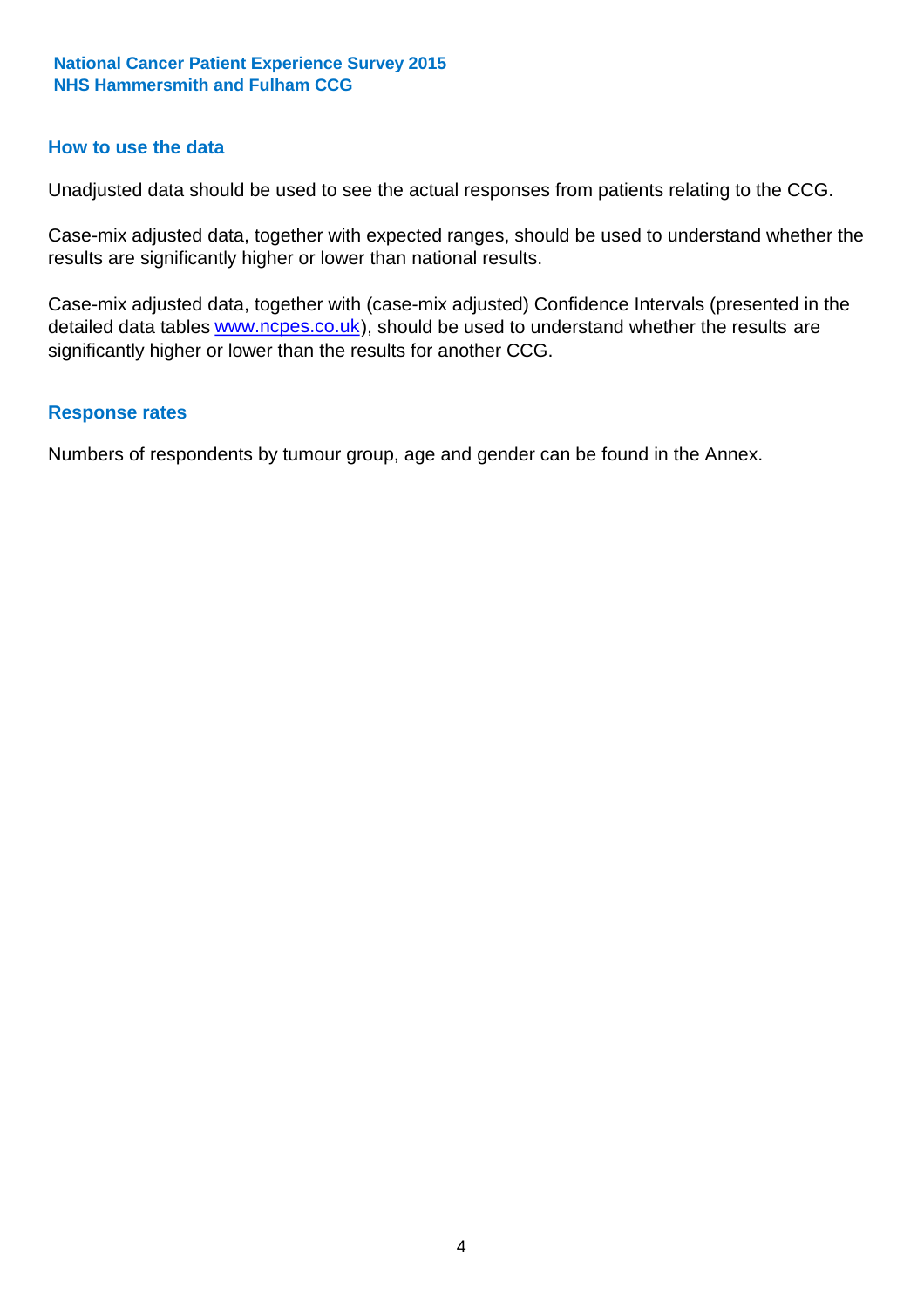## How to use the data

Unadjusted data should be used to see the actual responses from patients relating to the CCG.

Case-mix adjusted data, together with expected ranges, should be used to understand whether the results are significantly higher or lower than national results.

Case-mix adjusted data, together with (case-mix adjusted) Confidence Intervals (presented in the detailed data tables www.ncpes.co.uk), should be used to understand whether the results are significantly higher or lower than the results for another CCG.

## Response rates

Numbers of respondents by tumour group, age and gender can be found in the Annex.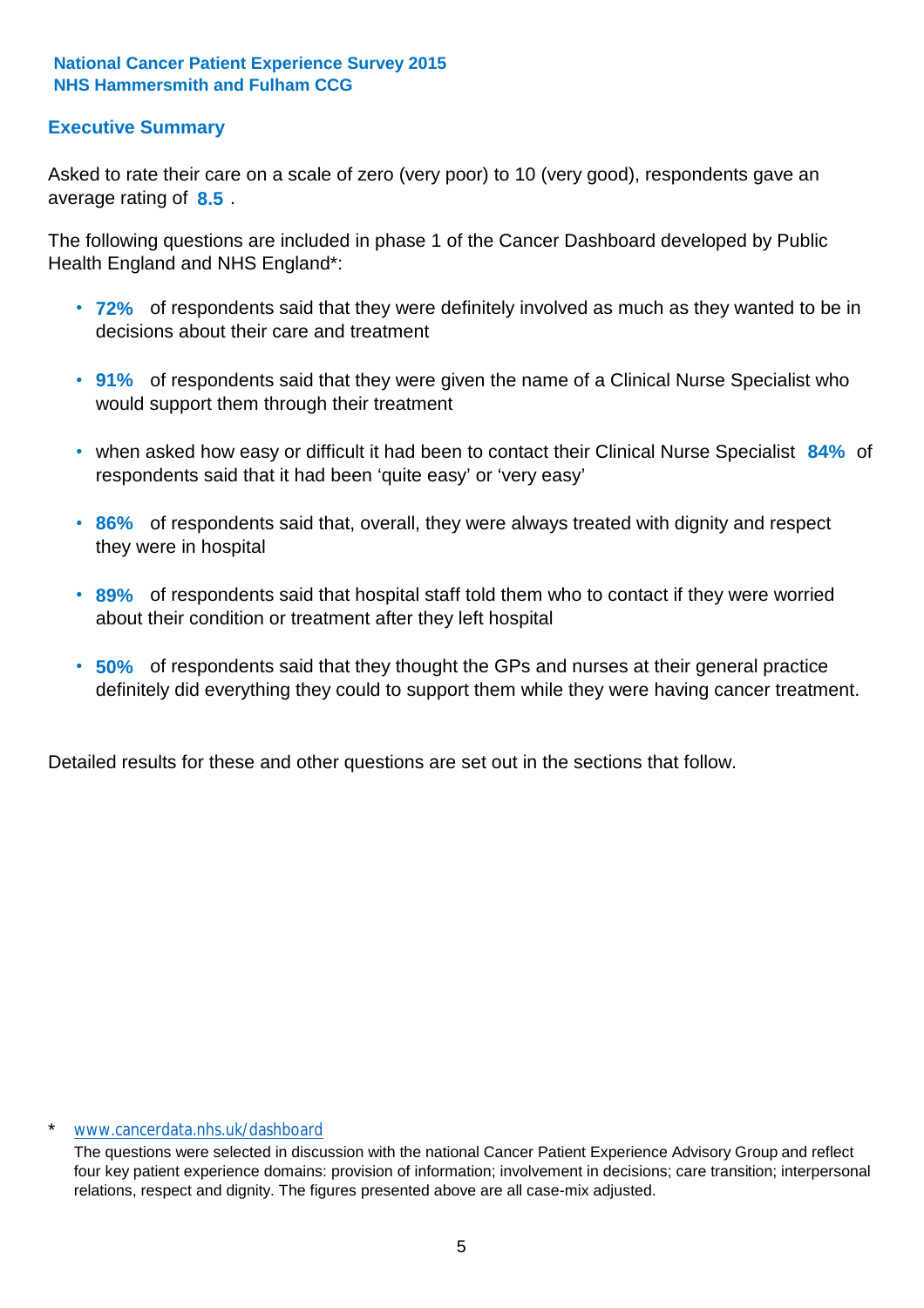**National Cancer Patient Experience Survey 2015**
**NHS Hammersmith and Fulham CCG**

## Executive Summary

Asked to rate their care on a scale of zero (very poor) to 10 (very good), respondents gave an average rating of **8.5** .

The following questions are included in phase 1 of the Cancer Dashboard developed by Public Health England and NHS England*:

- **72%** of respondents said that they were definitely involved as much as they wanted to be in decisions about their care and treatment
- **91%** of respondents said that they were given the name of a Clinical Nurse Specialist who would support them through their treatment
- when asked how easy or difficult it had been to contact their Clinical Nurse Specialist **84%** of respondents said that it had been 'quite easy' or 'very easy'
- **86%** of respondents said that, overall, they were always treated with dignity and respect they were in hospital
- **89%** of respondents said that hospital staff told them who to contact if they were worried about their condition or treatment after they left hospital
- **50%** of respondents said that they thought the GPs and nurses at their general practice definitely did everything they could to support them while they were having cancer treatment.

Detailed results for these and other questions are set out in the sections that follow.

\* www.cancerdata.nhs.uk/dashboard

The questions were selected in discussion with the national Cancer Patient Experience Advisory Group and reflect four key patient experience domains: provision of information; involvement in decisions; care transition; interpersonal relations, respect and dignity. The figures presented above are all case-mix adjusted.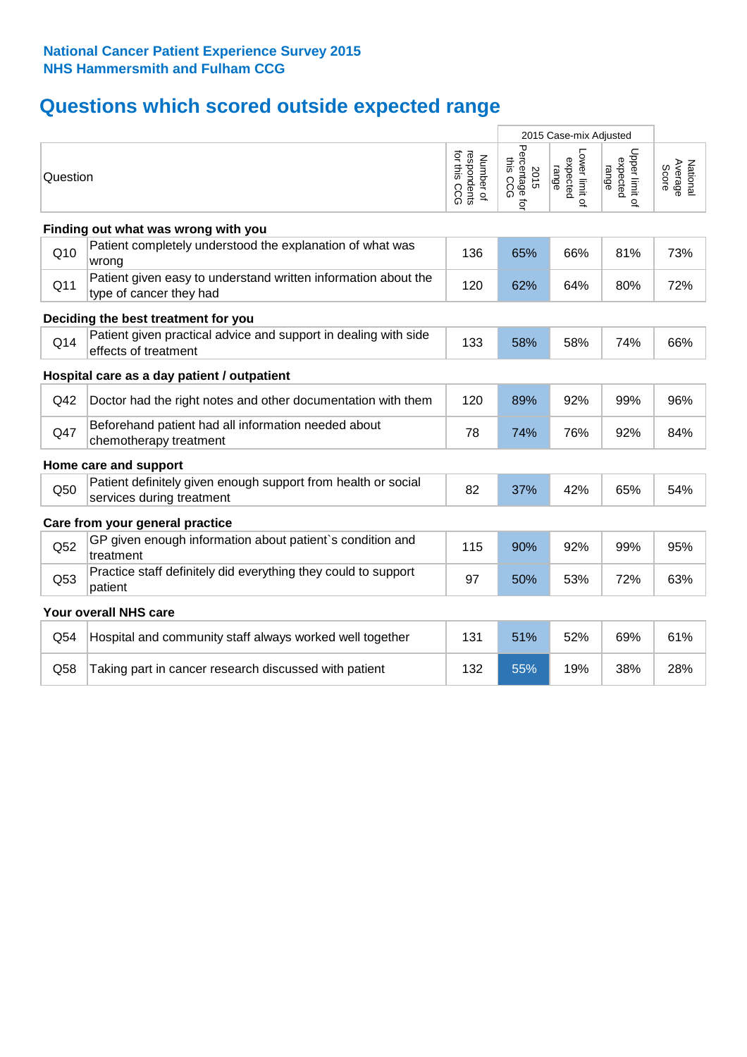**National Cancer Patient Experience Survey 2015**
**NHS Hammersmith and Fulham CCG**

# Questions which scored outside expected range

| | Question | Number of respondents for this CCG | 2015 Case-mix Adjusted: 2015 Percentage for this CCG | 2015 Case-mix Adjusted: Lower limit of expected range | 2015 Case-mix Adjusted: Upper limit of expected range | National Average Score |
|---|---|---|---|---|---|---|
| **Finding out what was wrong with you** | | | | | | |
| Q10 | Patient completely understood the explanation of what was wrong | 136 | 65% | 66% | 81% | 73% |
| Q11 | Patient given easy to understand written information about the type of cancer they had | 120 | 62% | 64% | 80% | 72% |
| **Deciding the best treatment for you** | | | | | | |
| Q14 | Patient given practical advice and support in dealing with side effects of treatment | 133 | 58% | 58% | 74% | 66% |
| **Hospital care as a day patient / outpatient** | | | | | | |
| Q42 | Doctor had the right notes and other documentation with them | 120 | 89% | 92% | 99% | 96% |
| Q47 | Beforehand patient had all information needed about chemotherapy treatment | 78 | 74% | 76% | 92% | 84% |
| **Home care and support** | | | | | | |
| Q50 | Patient definitely given enough support from health or social services during treatment | 82 | 37% | 42% | 65% | 54% |
| **Care from your general practice** | | | | | | |
| Q52 | GP given enough information about patient`s condition and treatment | 115 | 90% | 92% | 99% | 95% |
| Q53 | Practice staff definitely did everything they could to support patient | 97 | 50% | 53% | 72% | 63% |
| **Your overall NHS care** | | | | | | |
| Q54 | Hospital and community staff always worked well together | 131 | 51% | 52% | 69% | 61% |
| Q58 | Taking part in cancer research discussed with patient | 132 | 55% | 19% | 38% | 28% |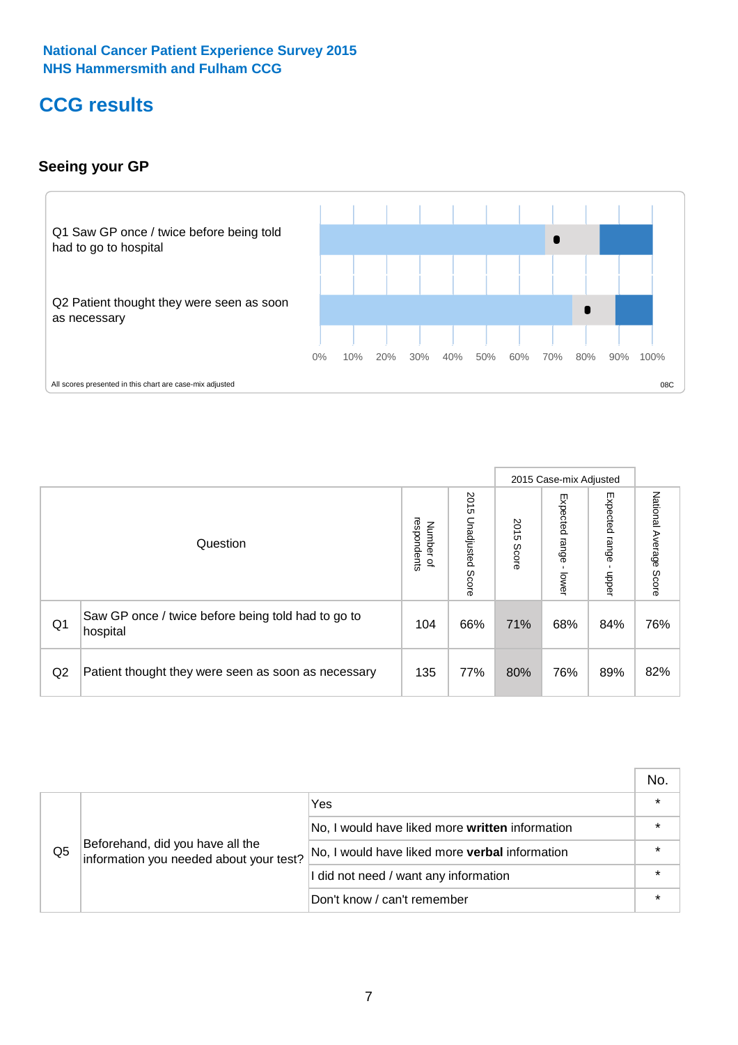National Cancer Patient Experience Survey 2015
NHS Hammersmith and Fulham CCG

# CCG results

### Seeing your GP

Q1 Saw GP once / twice before being told had to go to hospital

Q2 Patient thought they were seen as soon as necessary

0% 10% 20% 30% 40% 50% 60% 70% 80% 90% 100%

All scores presented in this chart are case-mix adjusted

08C

| | Question | Number of respondents | 2015 Unadjusted Score | 2015 Case-mix Adjusted 2015 Score | Expected range - lower | Expected range - upper | National Average Score |
|---|---|---|---|---|---|---|---|
| Q1 | Saw GP once / twice before being told had to go to hospital | 104 | 66% | 71% | 68% | 84% | 76% |
| Q2 | Patient thought they were seen as soon as necessary | 135 | 77% | 80% | 76% | 89% | 82% |

| | | | No. |
|---|---|---|---|
| Q5 | Beforehand, did you have all the information you needed about your test? | Yes | * |
| | | No, I would have liked more **written** information | * |
| | | No, I would have liked more **verbal** information | * |
| | | I did not need / want any information | * |
| | | Don't know / can't remember | * |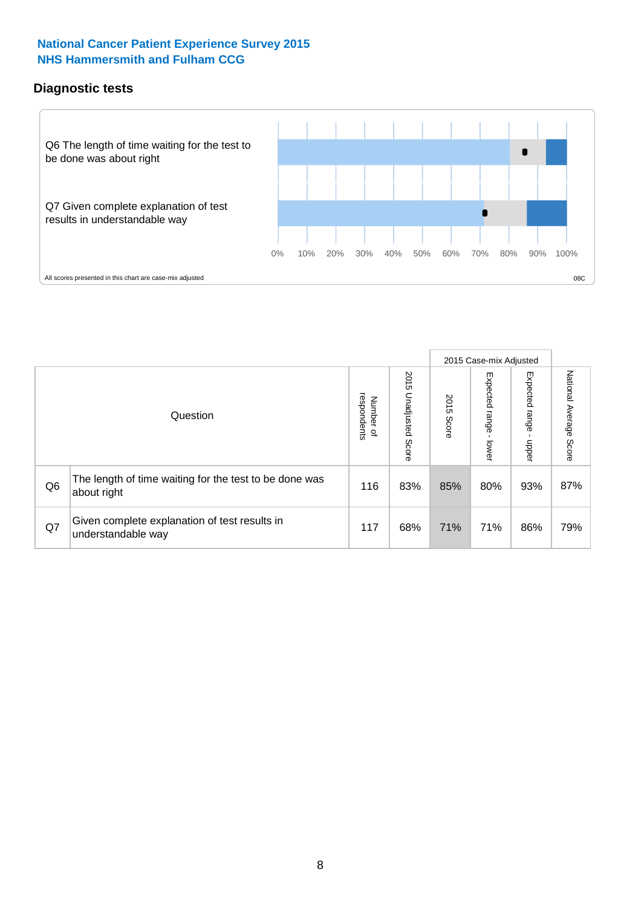**National Cancer Patient Experience Survey 2015**
**NHS Hammersmith and Fulham CCG**

## Diagnostic tests

Q6 The length of time waiting for the test to be done was about right

Q7 Given complete explanation of test results in understandable way

0% 10% 20% 30% 40% 50% 60% 70% 80% 90% 100%

All scores presented in this chart are case-mix adjusted

08C

| | Question | Number of respondents | 2015 Unadjusted Score | 2015 Case-mix Adjusted: 2015 Score | 2015 Case-mix Adjusted: Expected range - lower | 2015 Case-mix Adjusted: Expected range - upper | National Average Score |
|---|---|---|---|---|---|---|---|
| Q6 | The length of time waiting for the test to be done was about right | 116 | 83% | 85% | 80% | 93% | 87% |
| Q7 | Given complete explanation of test results in understandable way | 117 | 68% | 71% | 71% | 86% | 79% |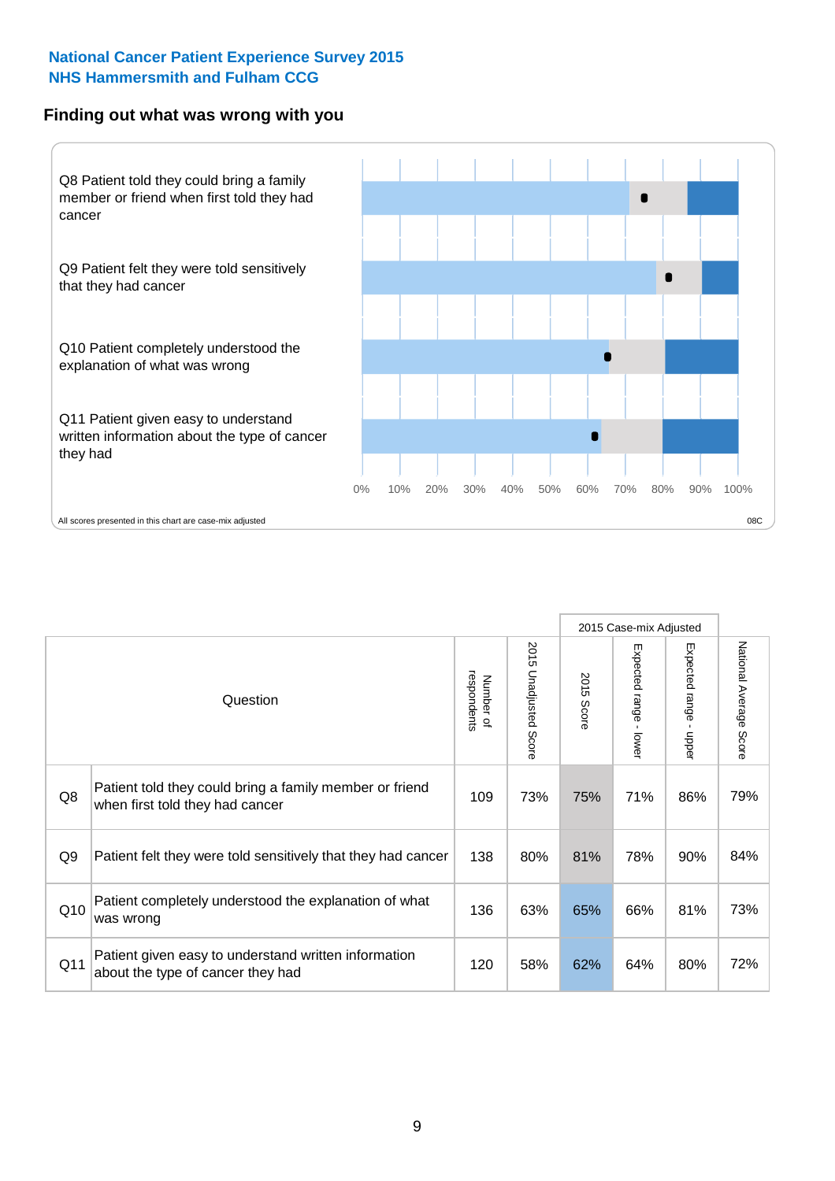National Cancer Patient Experience Survey 2015
NHS Hammersmith and Fulham CCG

## Finding out what was wrong with you

Q8 Patient told they could bring a family member or friend when first told they had cancer

Q9 Patient felt they were told sensitively that they had cancer

Q10 Patient completely understood the explanation of what was wrong

Q11 Patient given easy to understand written information about the type of cancer they had

0% 10% 20% 30% 40% 50% 60% 70% 80% 90% 100%

All scores presented in this chart are case-mix adjusted

08C

| | Question | Number of respondents | 2015 Unadjusted Score | 2015 Case-mix Adjusted 2015 Score | 2015 Case-mix Adjusted Expected range - lower | 2015 Case-mix Adjusted Expected range - upper | National Average Score |
|---|---|---|---|---|---|---|---|
| Q8 | Patient told they could bring a family member or friend when first told they had cancer | 109 | 73% | 75% | 71% | 86% | 79% |
| Q9 | Patient felt they were told sensitively that they had cancer | 138 | 80% | 81% | 78% | 90% | 84% |
| Q10 | Patient completely understood the explanation of what was wrong | 136 | 63% | 65% | 66% | 81% | 73% |
| Q11 | Patient given easy to understand written information about the type of cancer they had | 120 | 58% | 62% | 64% | 80% | 72% |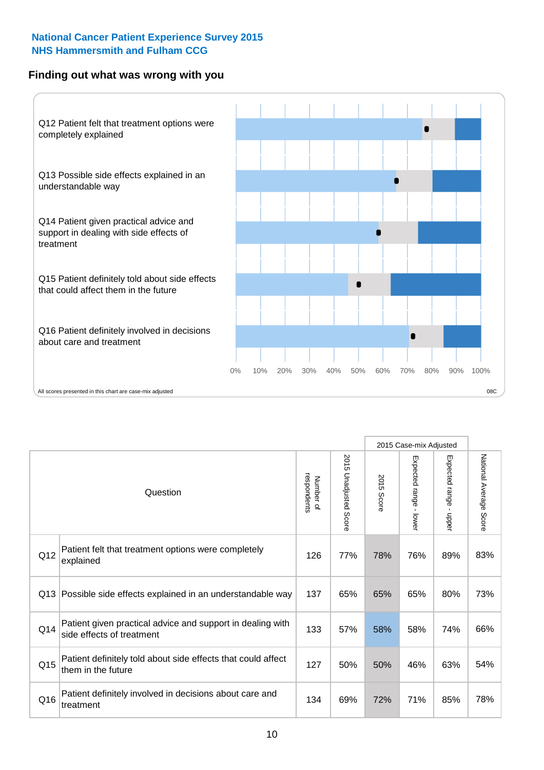National Cancer Patient Experience Survey 2015
NHS Hammersmith and Fulham CCG

## Finding out what was wrong with you

Q12 Patient felt that treatment options were completely explained

Q13 Possible side effects explained in an understandable way

Q14 Patient given practical advice and support in dealing with side effects of treatment

Q15 Patient definitely told about side effects that could affect them in the future

Q16 Patient definitely involved in decisions about care and treatment

0% 10% 20% 30% 40% 50% 60% 70% 80% 90% 100%

All scores presented in this chart are case-mix adjusted

08C

| | Question | Number of respondents | 2015 Unadjusted Score | 2015 Case-mix Adjusted | | | National Average Score |
|---|---|---|---|---|---|---|---|
| | | | | 2015 Score | Expected range - lower | Expected range - upper | |
| Q12 | Patient felt that treatment options were completely explained | 126 | 77% | 78% | 76% | 89% | 83% |
| Q13 | Possible side effects explained in an understandable way | 137 | 65% | 65% | 65% | 80% | 73% |
| Q14 | Patient given practical advice and support in dealing with side effects of treatment | 133 | 57% | 58% | 58% | 74% | 66% |
| Q15 | Patient definitely told about side effects that could affect them in the future | 127 | 50% | 50% | 46% | 63% | 54% |
| Q16 | Patient definitely involved in decisions about care and treatment | 134 | 69% | 72% | 71% | 85% | 78% |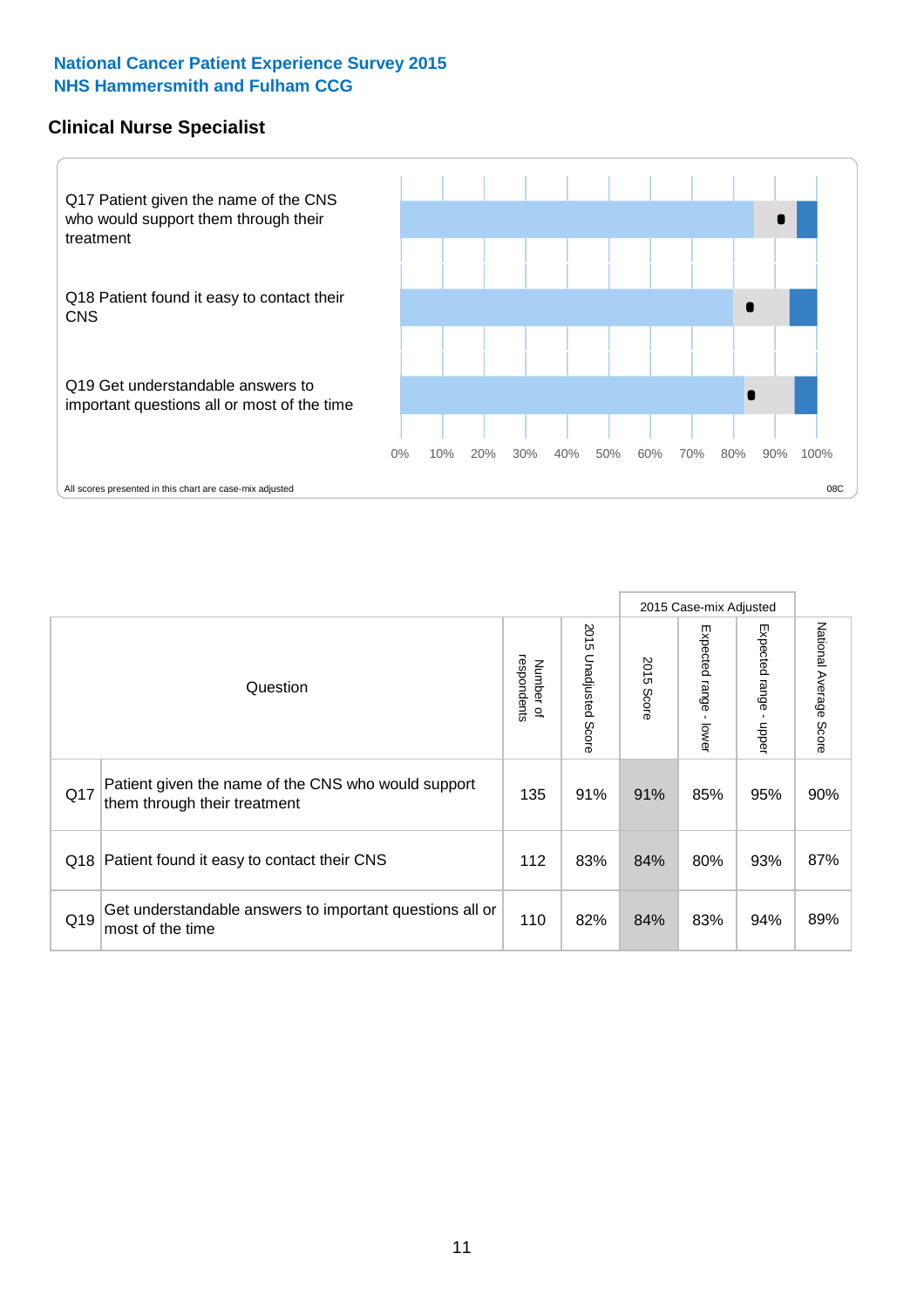**National Cancer Patient Experience Survey 2015**
**NHS Hammersmith and Fulham CCG**

## Clinical Nurse Specialist

Q17 Patient given the name of the CNS who would support them through their treatment

Q18 Patient found it easy to contact their CNS

Q19 Get understandable answers to important questions all or most of the time

0% 10% 20% 30% 40% 50% 60% 70% 80% 90% 100%

All scores presented in this chart are case-mix adjusted

08C

| | Question | Number of respondents | 2015 Unadjusted Score | 2015 Case-mix Adjusted | | | National Average Score |
|---|---|---|---|---|---|---|---|
| | | | | 2015 Score | Expected range - lower | Expected range - upper | |
| Q17 | Patient given the name of the CNS who would support them through their treatment | 135 | 91% | 91% | 85% | 95% | 90% |
| Q18 | Patient found it easy to contact their CNS | 112 | 83% | 84% | 80% | 93% | 87% |
| Q19 | Get understandable answers to important questions all or most of the time | 110 | 82% | 84% | 83% | 94% | 89% |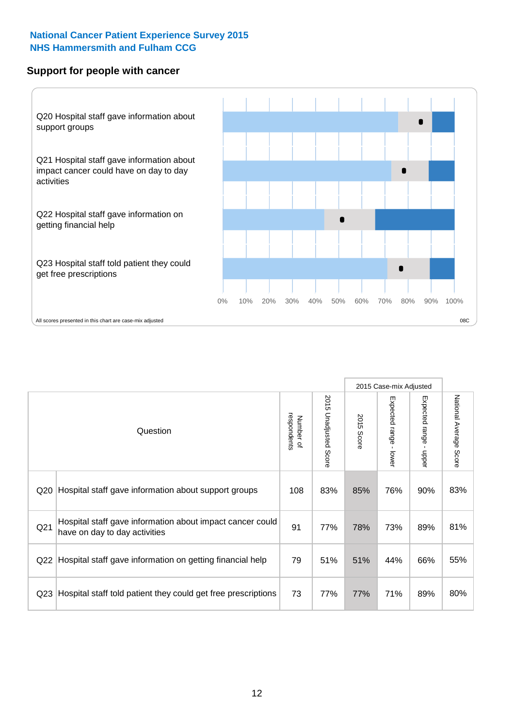## National Cancer Patient Experience Survey 2015
## NHS Hammersmith and Fulham CCG

### Support for people with cancer

Q20 Hospital staff gave information about support groups

Q21 Hospital staff gave information about impact cancer could have on day to day activities

Q22 Hospital staff gave information on getting financial help

Q23 Hospital staff told patient they could get free prescriptions

0% 10% 20% 30% 40% 50% 60% 70% 80% 90% 100%

All scores presented in this chart are case-mix adjusted

08C

| | Question | Number of respondents | 2015 Unadjusted Score | 2015 Case-mix Adjusted | | | National Average Score |
|---|---|---|---|---|---|---|---|
| | | | | 2015 Score | Expected range - lower | Expected range - upper | |
| Q20 | Hospital staff gave information about support groups | 108 | 83% | 85% | 76% | 90% | 83% |
| Q21 | Hospital staff gave information about impact cancer could have on day to day activities | 91 | 77% | 78% | 73% | 89% | 81% |
| Q22 | Hospital staff gave information on getting financial help | 79 | 51% | 51% | 44% | 66% | 55% |
| Q23 | Hospital staff told patient they could get free prescriptions | 73 | 77% | 77% | 71% | 89% | 80% |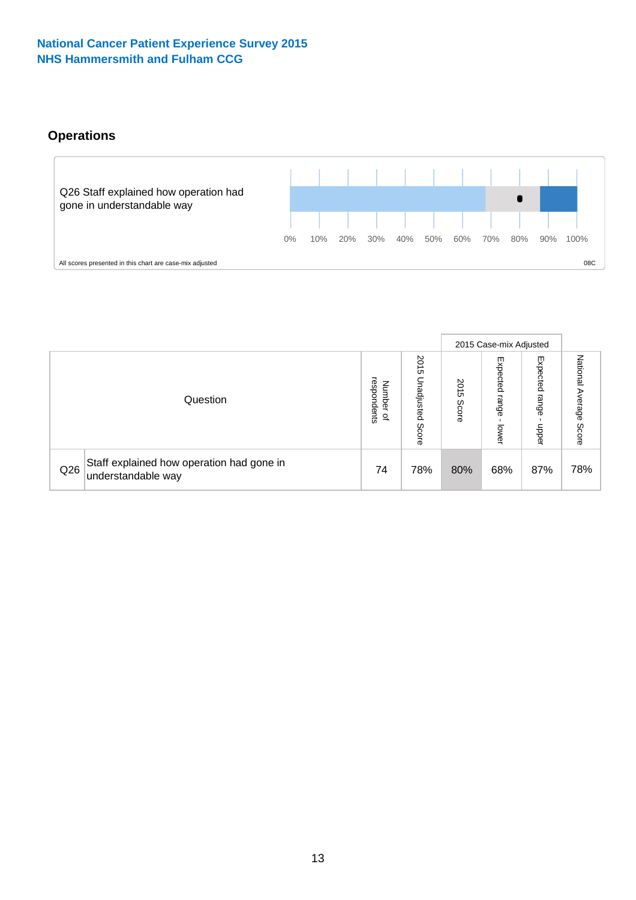National Cancer Patient Experience Survey 2015
NHS Hammersmith and Fulham CCG

## Operations

Q26 Staff explained how operation had gone in understandable way

0% 10% 20% 30% 40% 50% 60% 70% 80% 90% 100%

All scores presented in this chart are case-mix adjusted

08C

| Question | | Number of respondents | 2015 Unadjusted Score | 2015 Case-mix Adjusted: 2015 Score | 2015 Case-mix Adjusted: Expected range - lower | 2015 Case-mix Adjusted: Expected range - upper | National Average Score |
|---|---|---|---|---|---|---|---|
| Q26 | Staff explained how operation had gone in understandable way | 74 | 78% | 80% | 68% | 87% | 78% |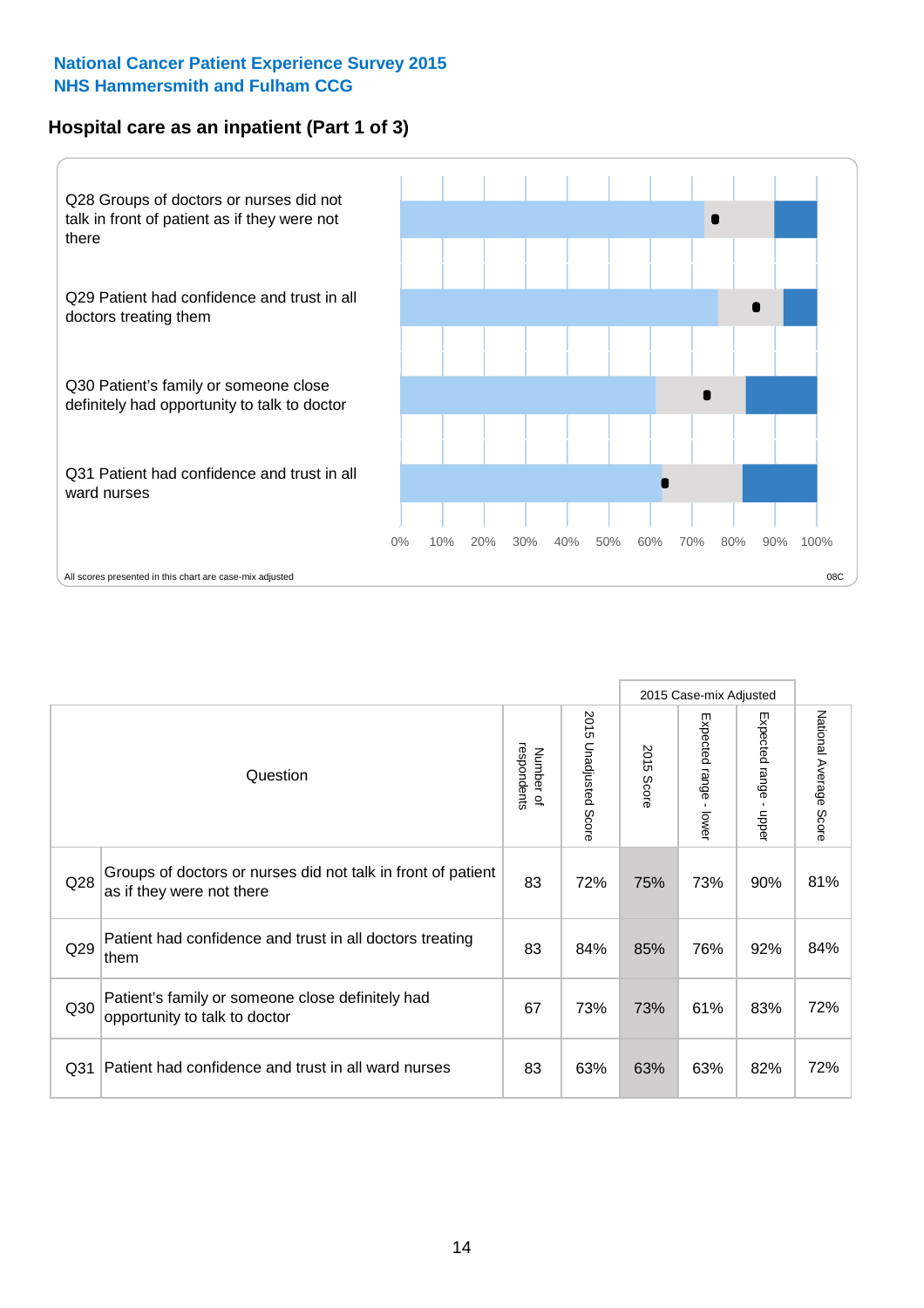National Cancer Patient Experience Survey 2015
NHS Hammersmith and Fulham CCG

## Hospital care as an inpatient (Part 1 of 3)

Q28 Groups of doctors or nurses did not talk in front of patient as if they were not there

Q29 Patient had confidence and trust in all doctors treating them

Q30 Patient's family or someone close definitely had opportunity to talk to doctor

Q31 Patient had confidence and trust in all ward nurses

0% 10% 20% 30% 40% 50% 60% 70% 80% 90% 100%

All scores presented in this chart are case-mix adjusted

08C

| | Question | Number of respondents | 2015 Unadjusted Score | 2015 Case-mix Adjusted 2015 Score | 2015 Case-mix Adjusted Expected range - lower | 2015 Case-mix Adjusted Expected range - upper | National Average Score |
|---|---|---|---|---|---|---|---|
| Q28 | Groups of doctors or nurses did not talk in front of patient as if they were not there | 83 | 72% | 75% | 73% | 90% | 81% |
| Q29 | Patient had confidence and trust in all doctors treating them | 83 | 84% | 85% | 76% | 92% | 84% |
| Q30 | Patient's family or someone close definitely had opportunity to talk to doctor | 67 | 73% | 73% | 61% | 83% | 72% |
| Q31 | Patient had confidence and trust in all ward nurses | 83 | 63% | 63% | 63% | 82% | 72% |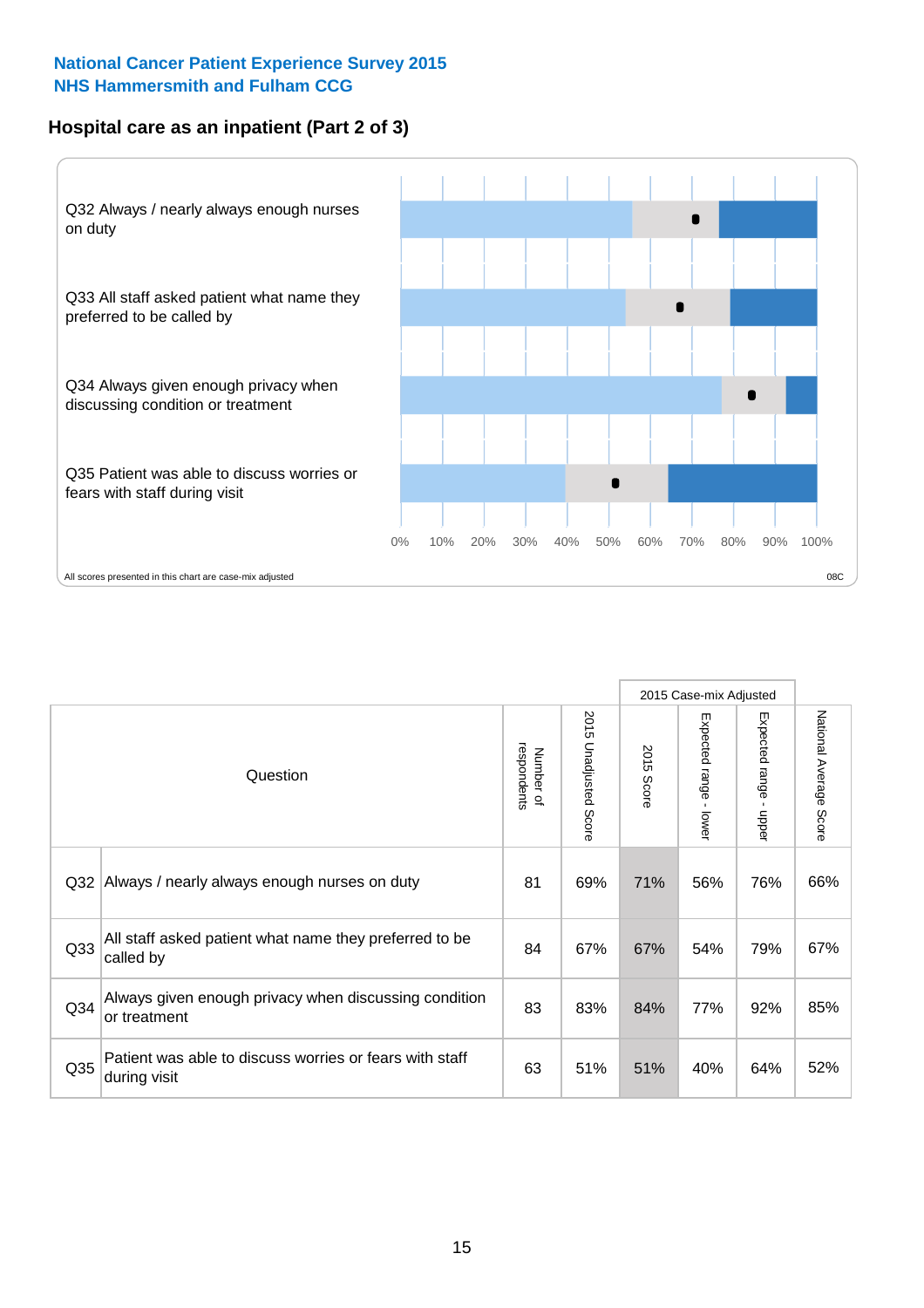National Cancer Patient Experience Survey 2015
NHS Hammersmith and Fulham CCG

## Hospital care as an inpatient (Part 2 of 3)

Q32 Always / nearly always enough nurses on duty

Q33 All staff asked patient what name they preferred to be called by

Q34 Always given enough privacy when discussing condition or treatment

Q35 Patient was able to discuss worries or fears with staff during visit

0% 10% 20% 30% 40% 50% 60% 70% 80% 90% 100%

All scores presented in this chart are case-mix adjusted

08C

| | Question | Number of respondents | 2015 Unadjusted Score | 2015 Case-mix Adjusted: 2015 Score | 2015 Case-mix Adjusted: Expected range - lower | 2015 Case-mix Adjusted: Expected range - upper | National Average Score |
|---|---|---|---|---|---|---|---|
| Q32 | Always / nearly always enough nurses on duty | 81 | 69% | 71% | 56% | 76% | 66% |
| Q33 | All staff asked patient what name they preferred to be called by | 84 | 67% | 67% | 54% | 79% | 67% |
| Q34 | Always given enough privacy when discussing condition or treatment | 83 | 83% | 84% | 77% | 92% | 85% |
| Q35 | Patient was able to discuss worries or fears with staff during visit | 63 | 51% | 51% | 40% | 64% | 52% |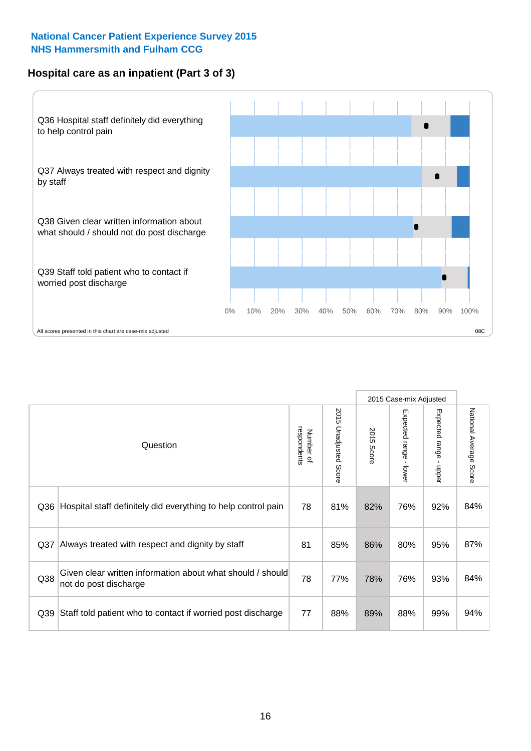**National Cancer Patient Experience Survey 2015**
**NHS Hammersmith and Fulham CCG**

## Hospital care as an inpatient (Part 3 of 3)

Q36 Hospital staff definitely did everything to help control pain

Q37 Always treated with respect and dignity by staff

Q38 Given clear written information about what should / should not do post discharge

Q39 Staff told patient who to contact if worried post discharge

0% 10% 20% 30% 40% 50% 60% 70% 80% 90% 100%

All scores presented in this chart are case-mix adjusted

08C

| | Question | Number of respondents | 2015 Unadjusted Score | 2015 Case-mix Adjusted: 2015 Score | 2015 Case-mix Adjusted: Expected range - lower | 2015 Case-mix Adjusted: Expected range - upper | National Average Score |
|---|---|---|---|---|---|---|---|
| Q36 | Hospital staff definitely did everything to help control pain | 78 | 81% | 82% | 76% | 92% | 84% |
| Q37 | Always treated with respect and dignity by staff | 81 | 85% | 86% | 80% | 95% | 87% |
| Q38 | Given clear written information about what should / should not do post discharge | 78 | 77% | 78% | 76% | 93% | 84% |
| Q39 | Staff told patient who to contact if worried post discharge | 77 | 88% | 89% | 88% | 99% | 94% |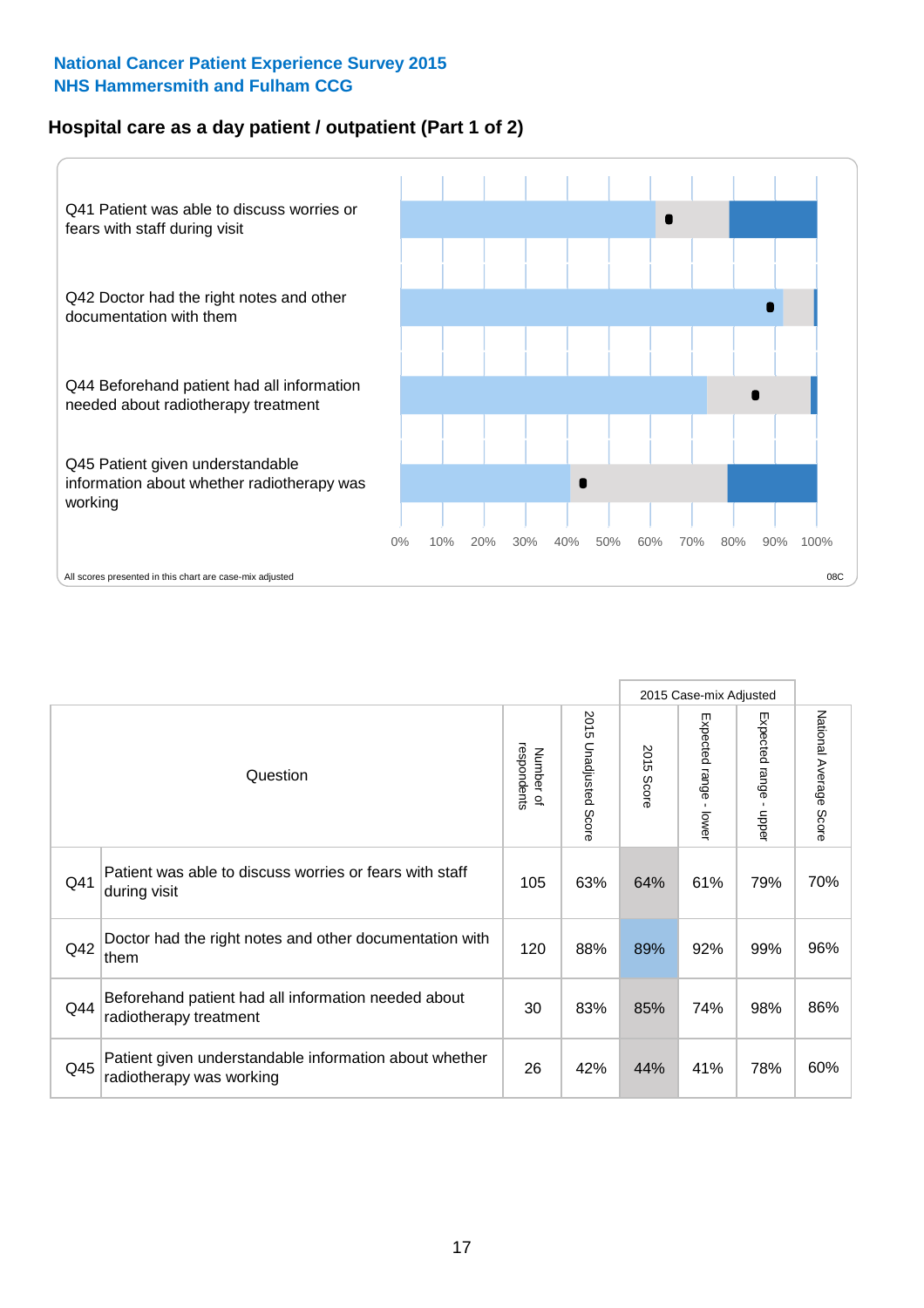National Cancer Patient Experience Survey 2015
NHS Hammersmith and Fulham CCG

## Hospital care as a day patient / outpatient (Part 1 of 2)

Q41 Patient was able to discuss worries or fears with staff during visit

Q42 Doctor had the right notes and other documentation with them

Q44 Beforehand patient had all information needed about radiotherapy treatment

Q45 Patient given understandable information about whether radiotherapy was working

0% 10% 20% 30% 40% 50% 60% 70% 80% 90% 100%

All scores presented in this chart are case-mix adjusted

08C

| Question | | Number of respondents | 2015 Unadjusted Score | 2015 Case-mix Adjusted | | | National Average Score |
|---|---|---|---|---|---|---|---|
| | | | | 2015 Score | Expected range - lower | Expected range - upper | |
| Q41 | Patient was able to discuss worries or fears with staff during visit | 105 | 63% | 64% | 61% | 79% | 70% |
| Q42 | Doctor had the right notes and other documentation with them | 120 | 88% | 89% | 92% | 99% | 96% |
| Q44 | Beforehand patient had all information needed about radiotherapy treatment | 30 | 83% | 85% | 74% | 98% | 86% |
| Q45 | Patient given understandable information about whether radiotherapy was working | 26 | 42% | 44% | 41% | 78% | 60% |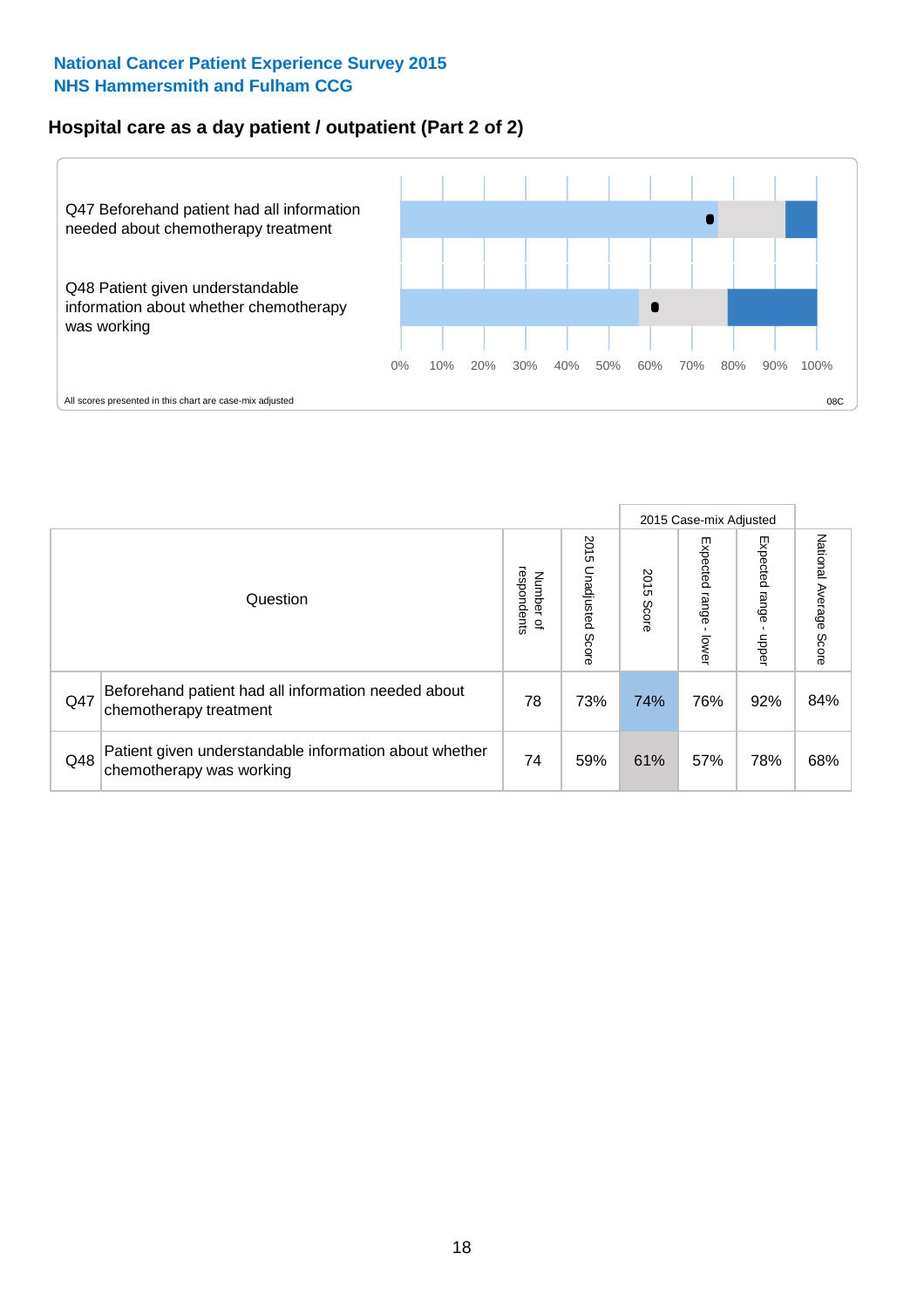National Cancer Patient Experience Survey 2015
NHS Hammersmith and Fulham CCG

## Hospital care as a day patient / outpatient (Part 2 of 2)

Q47 Beforehand patient had all information needed about chemotherapy treatment

Q48 Patient given understandable information about whether chemotherapy was working

0% 10% 20% 30% 40% 50% 60% 70% 80% 90% 100%

All scores presented in this chart are case-mix adjusted

08C

| | Question | Number of respondents | 2015 Unadjusted Score | 2015 Case-mix Adjusted: 2015 Score | 2015 Case-mix Adjusted: Expected range - lower | 2015 Case-mix Adjusted: Expected range - upper | National Average Score |
|---|---|---|---|---|---|---|---|
| Q47 | Beforehand patient had all information needed about chemotherapy treatment | 78 | 73% | 74% | 76% | 92% | 84% |
| Q48 | Patient given understandable information about whether chemotherapy was working | 74 | 59% | 61% | 57% | 78% | 68% |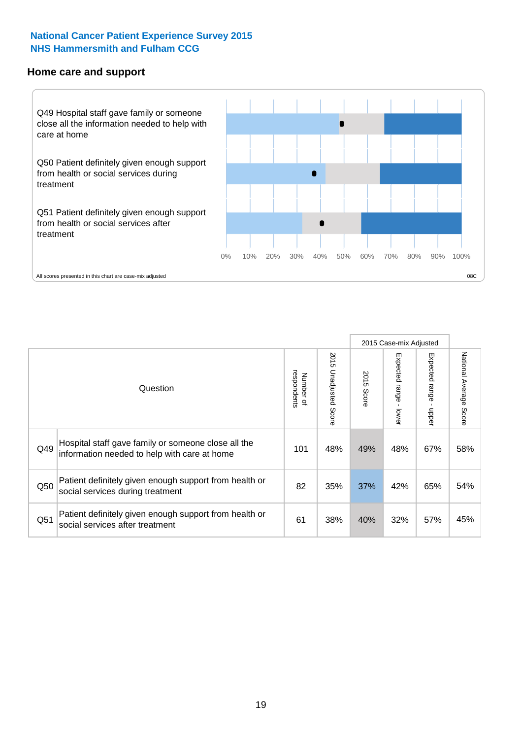**National Cancer Patient Experience Survey 2015**
**NHS Hammersmith and Fulham CCG**

## Home care and support

Q49 Hospital staff gave family or someone close all the information needed to help with care at home

Q50 Patient definitely given enough support from health or social services during treatment

Q51 Patient definitely given enough support from health or social services after treatment

0% 10% 20% 30% 40% 50% 60% 70% 80% 90% 100%

All scores presented in this chart are case-mix adjusted

08C

| Question | | Number of respondents | 2015 Unadjusted Score | 2015 Case-mix Adjusted: 2015 Score | 2015 Case-mix Adjusted: Expected range - lower | 2015 Case-mix Adjusted: Expected range - upper | National Average Score |
|---|---|---|---|---|---|---|---|
| Q49 | Hospital staff gave family or someone close all the information needed to help with care at home | 101 | 48% | 49% | 48% | 67% | 58% |
| Q50 | Patient definitely given enough support from health or social services during treatment | 82 | 35% | 37% | 42% | 65% | 54% |
| Q51 | Patient definitely given enough support from health or social services after treatment | 61 | 38% | 40% | 32% | 57% | 45% |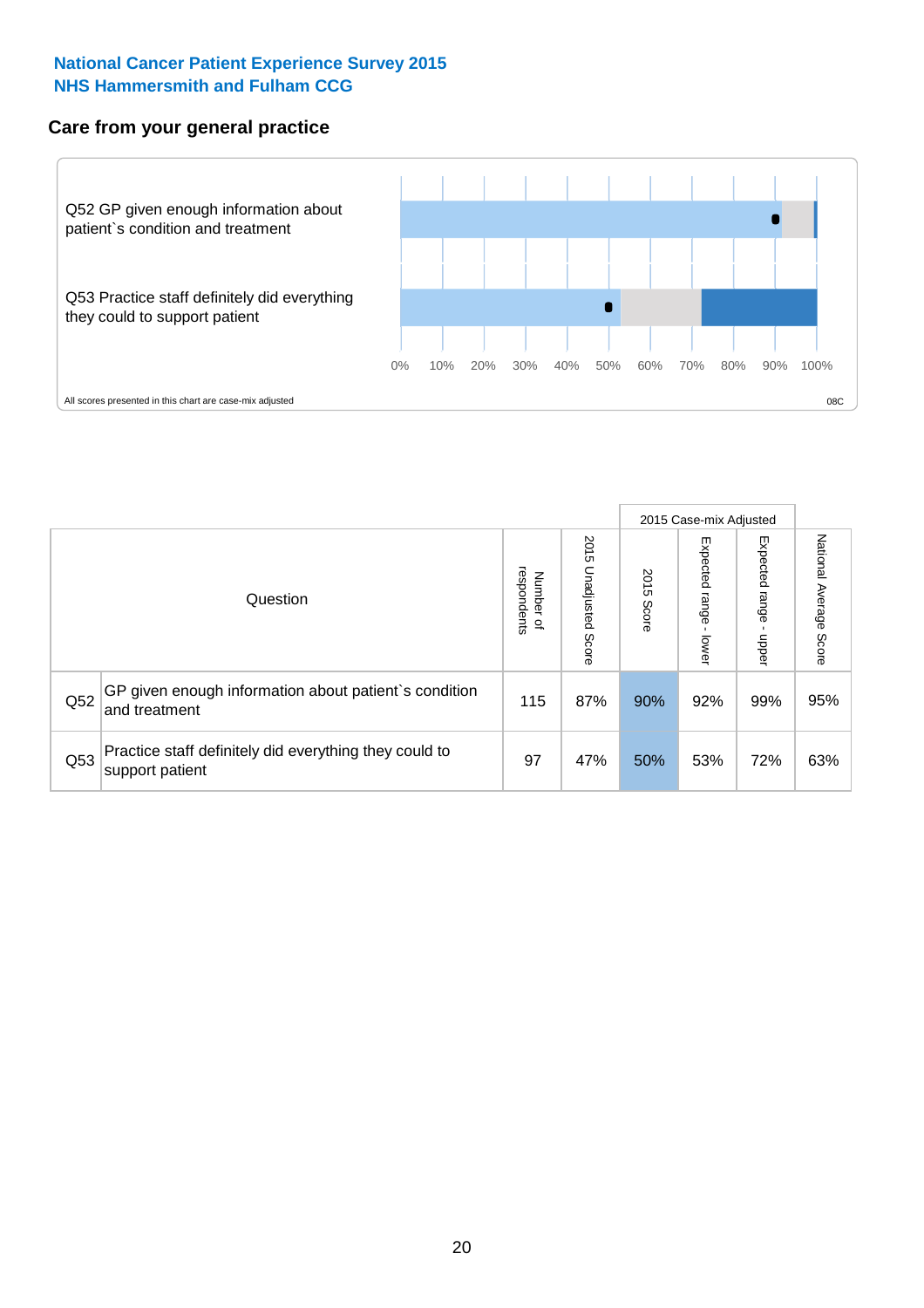**National Cancer Patient Experience Survey 2015**
**NHS Hammersmith and Fulham CCG**

## Care from your general practice

Q52 GP given enough information about patient`s condition and treatment

Q53 Practice staff definitely did everything they could to support patient

0% 10% 20% 30% 40% 50% 60% 70% 80% 90% 100%

All scores presented in this chart are case-mix adjusted

08C

| Question | | Number of respondents | 2015 Unadjusted Score | 2015 Case-mix Adjusted | | | National Average Score |
|---|---|---|---|---|---|---|---|
| | | | | 2015 Score | Expected range - lower | Expected range - upper | |
| Q52 | GP given enough information about patient`s condition and treatment | 115 | 87% | 90% | 92% | 99% | 95% |
| Q53 | Practice staff definitely did everything they could to support patient | 97 | 47% | 50% | 53% | 72% | 63% |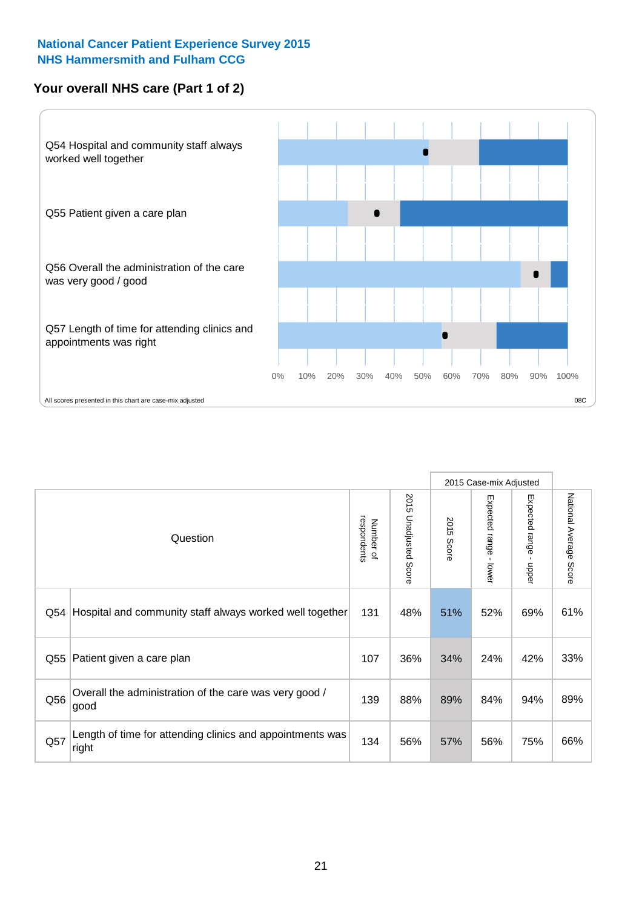**National Cancer Patient Experience Survey 2015**
**NHS Hammersmith and Fulham CCG**

## Your overall NHS care (Part 1 of 2)

Q54 Hospital and community staff always worked well together

Q55 Patient given a care plan

Q56 Overall the administration of the care was very good / good

Q57 Length of time for attending clinics and appointments was right

0% 10% 20% 30% 40% 50% 60% 70% 80% 90% 100%

All scores presented in this chart are case-mix adjusted

08C

| | Question | Number of respondents | 2015 Unadjusted Score | 2015 Case-mix Adjusted: 2015 Score | Expected range - lower | Expected range - upper | National Average Score |
|---|---|---|---|---|---|---|---|
| Q54 | Hospital and community staff always worked well together | 131 | 48% | 51% | 52% | 69% | 61% |
| Q55 | Patient given a care plan | 107 | 36% | 34% | 24% | 42% | 33% |
| Q56 | Overall the administration of the care was very good / good | 139 | 88% | 89% | 84% | 94% | 89% |
| Q57 | Length of time for attending clinics and appointments was right | 134 | 56% | 57% | 56% | 75% | 66% |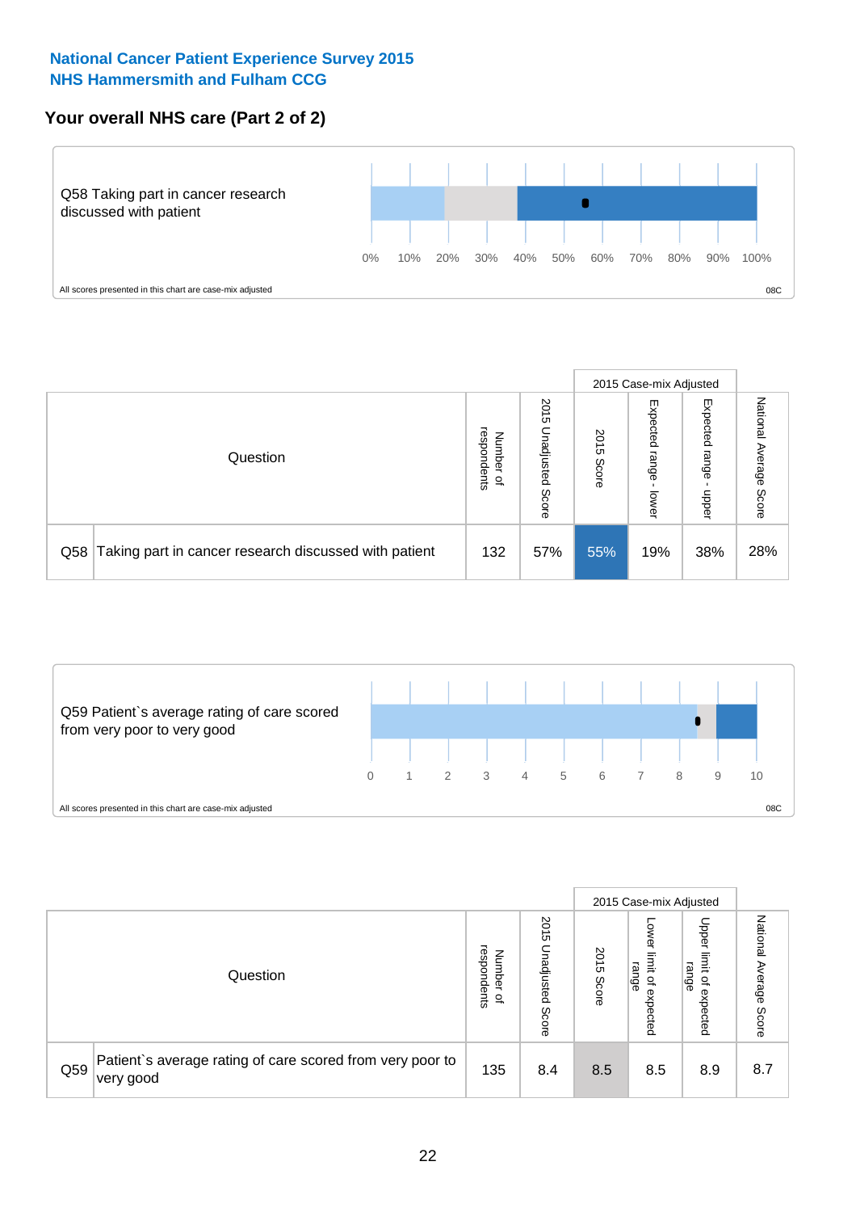**National Cancer Patient Experience Survey 2015**
**NHS Hammersmith and Fulham CCG**

## Your overall NHS care (Part 2 of 2)

Q58 Taking part in cancer research discussed with patient

0% 10% 20% 30% 40% 50% 60% 70% 80% 90% 100%

All scores presented in this chart are case-mix adjusted

08C

| Question | | Number of respondents | 2015 Unadjusted Score | 2015 Case-mix Adjusted | | | National Average Score |
|---|---|---|---|---|---|---|---|
| | | | | 2015 Score | Expected range - lower | Expected range - upper | |
| Q58 | Taking part in cancer research discussed with patient | 132 | 57% | 55% | 19% | 38% | 28% |

Q59 Patient`s average rating of care scored from very poor to very good

0 1 2 3 4 5 6 7 8 9 10

All scores presented in this chart are case-mix adjusted

08C

| Question | | Number of respondents | 2015 Unadjusted Score | 2015 Case-mix Adjusted | | | National Average Score |
|---|---|---|---|---|---|---|---|
| | | | | 2015 Score | Lower limit of expected range | Upper limit of expected range | |
| Q59 | Patient`s average rating of care scored from very poor to very good | 135 | 8.4 | 8.5 | 8.5 | 8.9 | 8.7 |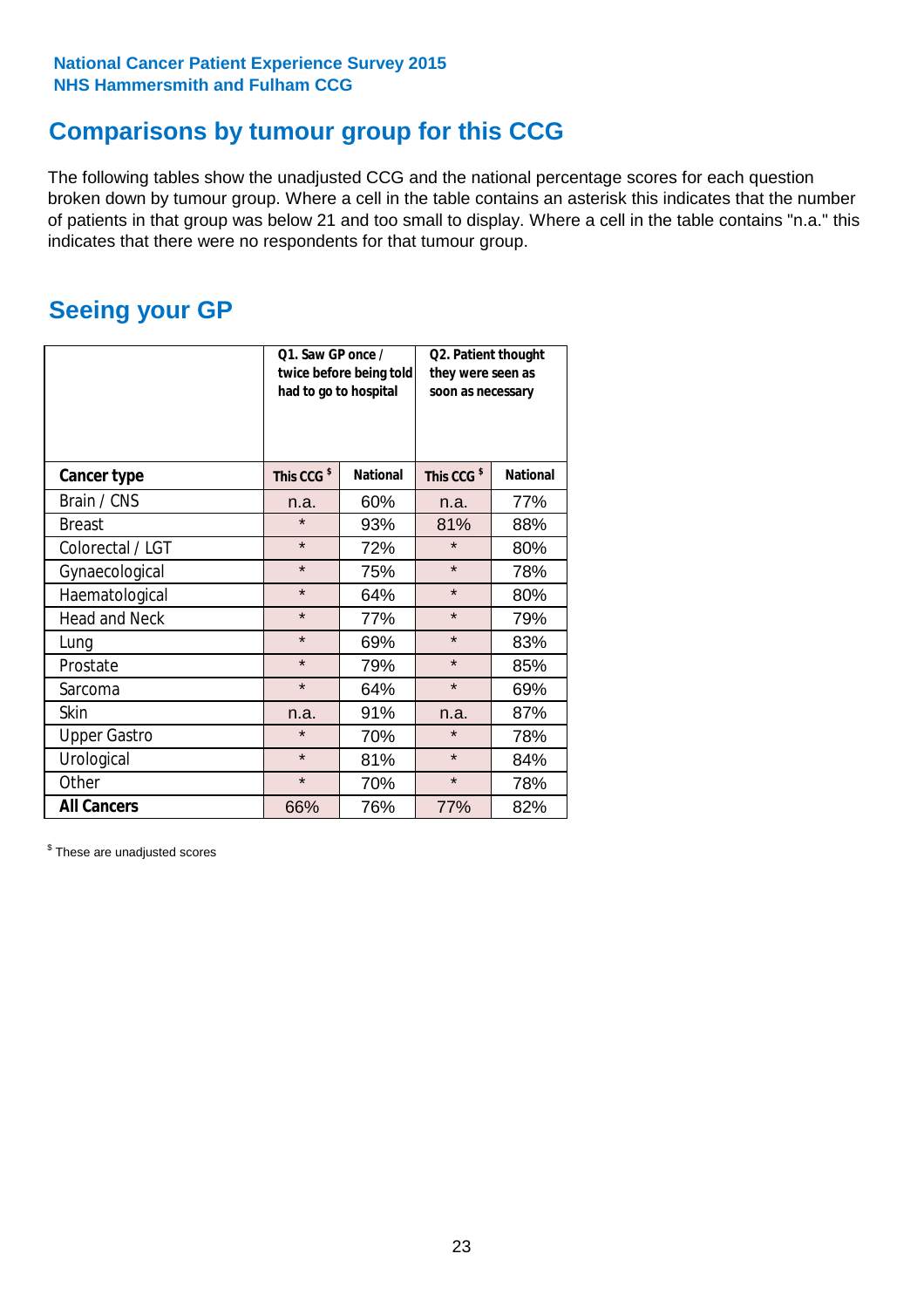National Cancer Patient Experience Survey 2015
NHS Hammersmith and Fulham CCG

# Comparisons by tumour group for this CCG

The following tables show the unadjusted CCG and the national percentage scores for each question broken down by tumour group. Where a cell in the table contains an asterisk this indicates that the number of patients in that group was below 21 and too small to display. Where a cell in the table contains "n.a." this indicates that there were no respondents for that tumour group.

## Seeing your GP

| | Q1. Saw GP once / twice before being told had to go to hospital | | Q2. Patient thought they were seen as soon as necessary | |
|---|---|---|---|---|
| **Cancer type** | **This CCG $** | **National** | **This CCG $** | **National** |
| Brain / CNS | n.a. | 60% | n.a. | 77% |
| Breast | * | 93% | 81% | 88% |
| Colorectal / LGT | * | 72% | * | 80% |
| Gynaecological | * | 75% | * | 78% |
| Haematological | * | 64% | * | 80% |
| Head and Neck | * | 77% | * | 79% |
| Lung | * | 69% | * | 83% |
| Prostate | * | 79% | * | 85% |
| Sarcoma | * | 64% | * | 69% |
| Skin | n.a. | 91% | n.a. | 87% |
| Upper Gastro | * | 70% | * | 78% |
| Urological | * | 81% | * | 84% |
| Other | * | 70% | * | 78% |
| **All Cancers** | 66% | 76% | 77% | 82% |

$ These are unadjusted scores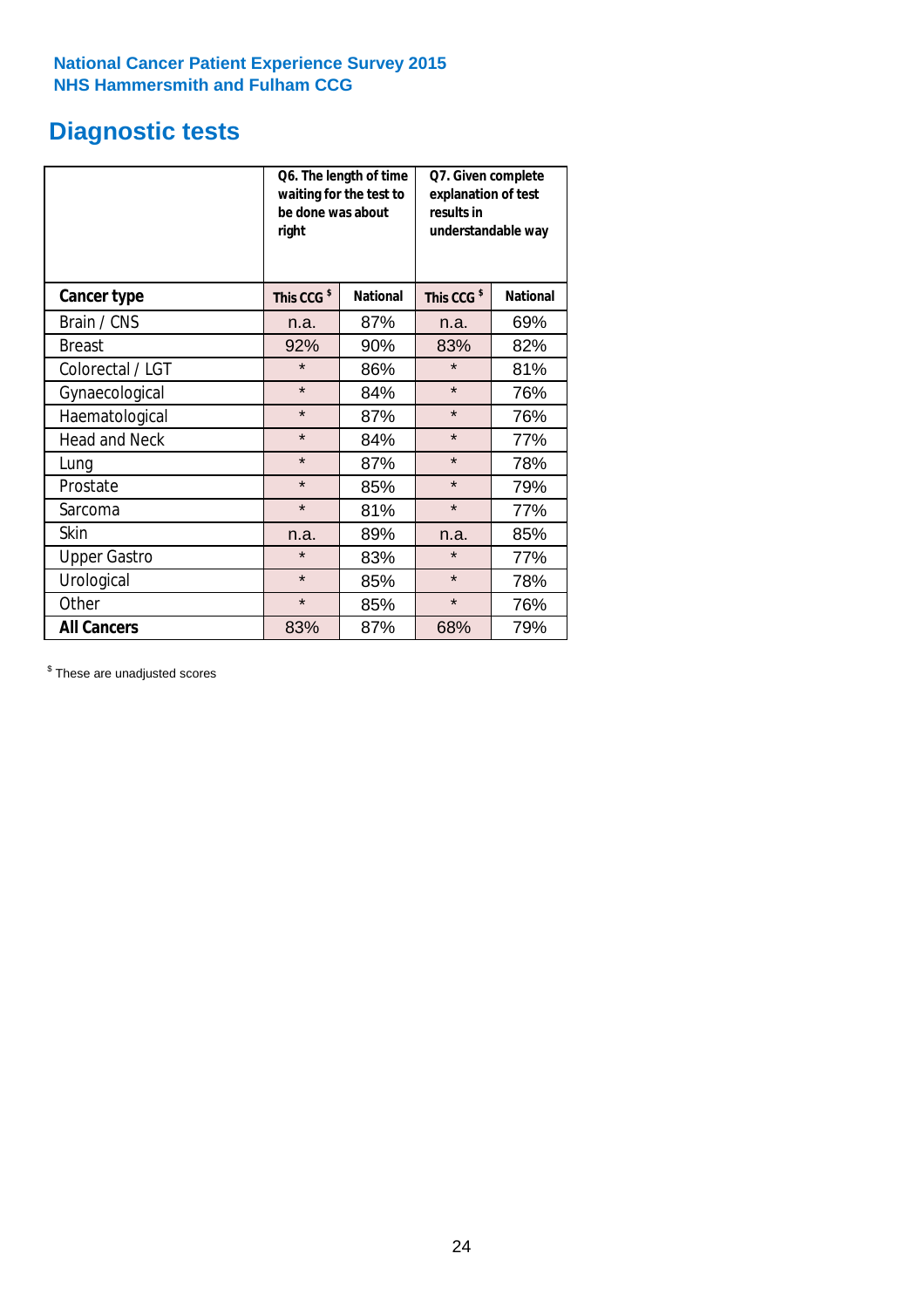**National Cancer Patient Experience Survey 2015**
**NHS Hammersmith and Fulham CCG**

# Diagnostic tests

| | Q6. The length of time waiting for the test to be done was about right | | Q7. Given complete explanation of test results in understandable way | |
|---|---|---|---|---|
| **Cancer type** | **This CCG $** | **National** | **This CCG $** | **National** |
| Brain / CNS | n.a. | 87% | n.a. | 69% |
| Breast | 92% | 90% | 83% | 82% |
| Colorectal / LGT | * | 86% | * | 81% |
| Gynaecological | * | 84% | * | 76% |
| Haematological | * | 87% | * | 76% |
| Head and Neck | * | 84% | * | 77% |
| Lung | * | 87% | * | 78% |
| Prostate | * | 85% | * | 79% |
| Sarcoma | * | 81% | * | 77% |
| Skin | n.a. | 89% | n.a. | 85% |
| Upper Gastro | * | 83% | * | 77% |
| Urological | * | 85% | * | 78% |
| Other | * | 85% | * | 76% |
| **All Cancers** | 83% | 87% | 68% | 79% |

$ These are unadjusted scores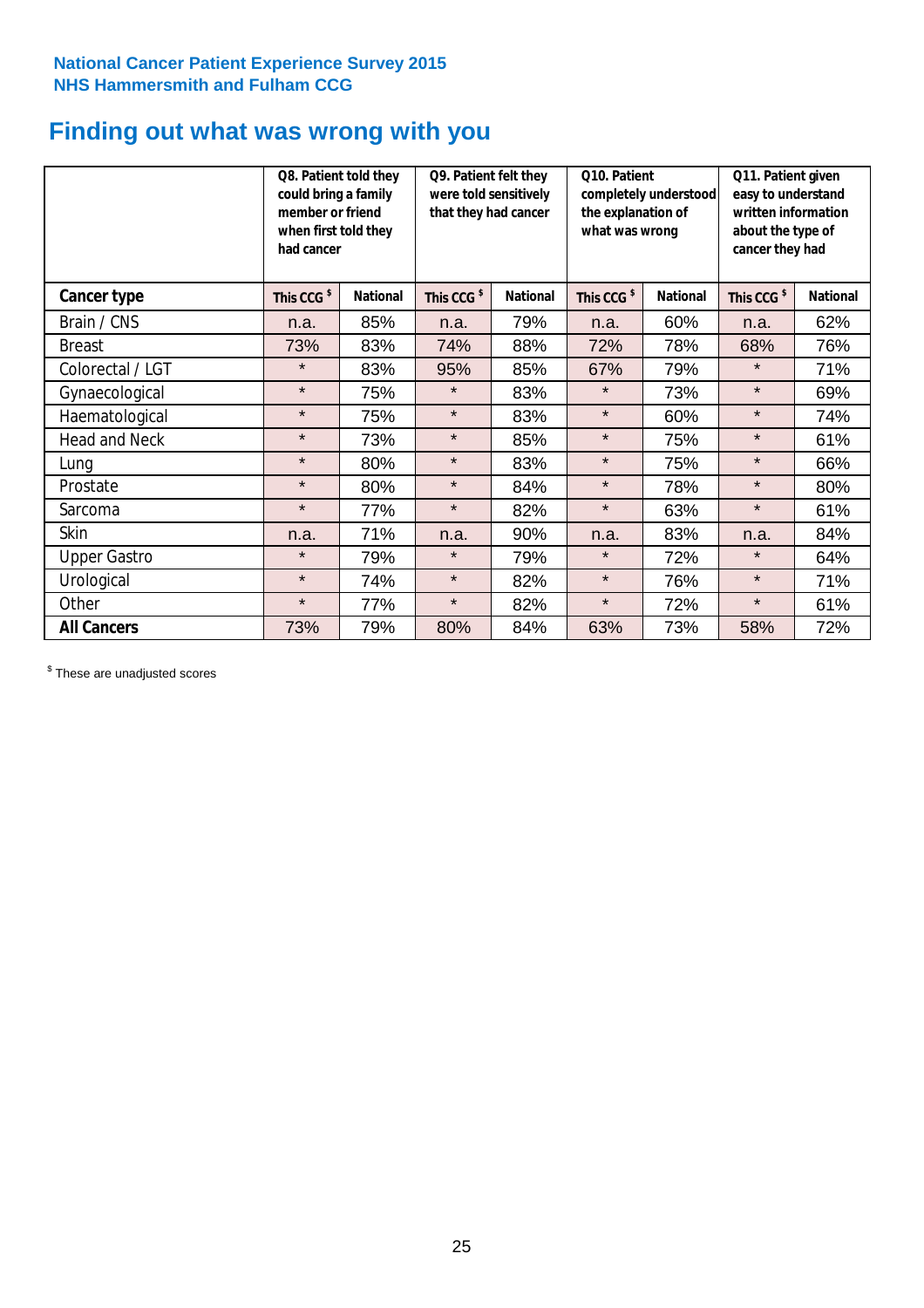National Cancer Patient Experience Survey 2015
NHS Hammersmith and Fulham CCG

# Finding out what was wrong with you

| | Q8. Patient told they could bring a family member or friend when first told they had cancer | | Q9. Patient felt they were told sensitively that they had cancer | | Q10. Patient completely understood the explanation of what was wrong | | Q11. Patient given easy to understand written information about the type of cancer they had | |
|---|---|---|---|---|---|---|---|---|
| **Cancer type** | This CCG $ | National | This CCG $ | National | This CCG $ | National | This CCG $ | National |
| Brain / CNS | n.a. | 85% | n.a. | 79% | n.a. | 60% | n.a. | 62% |
| Breast | 73% | 83% | 74% | 88% | 72% | 78% | 68% | 76% |
| Colorectal / LGT | * | 83% | 95% | 85% | 67% | 79% | * | 71% |
| Gynaecological | * | 75% | * | 83% | * | 73% | * | 69% |
| Haematological | * | 75% | * | 83% | * | 60% | * | 74% |
| Head and Neck | * | 73% | * | 85% | * | 75% | * | 61% |
| Lung | * | 80% | * | 83% | * | 75% | * | 66% |
| Prostate | * | 80% | * | 84% | * | 78% | * | 80% |
| Sarcoma | * | 77% | * | 82% | * | 63% | * | 61% |
| Skin | n.a. | 71% | n.a. | 90% | n.a. | 83% | n.a. | 84% |
| Upper Gastro | * | 79% | * | 79% | * | 72% | * | 64% |
| Urological | * | 74% | * | 82% | * | 76% | * | 71% |
| Other | * | 77% | * | 82% | * | 72% | * | 61% |
| **All Cancers** | 73% | 79% | 80% | 84% | 63% | 73% | 58% | 72% |

$ These are unadjusted scores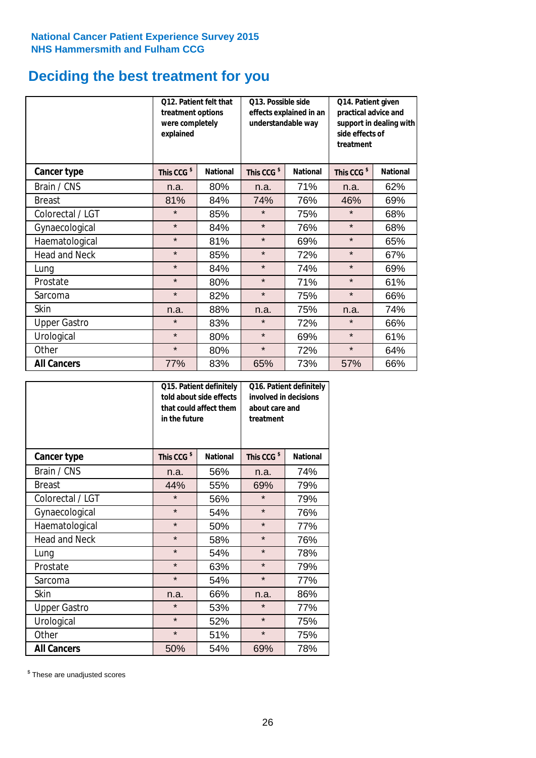National Cancer Patient Experience Survey 2015
NHS Hammersmith and Fulham CCG

# Deciding the best treatment for you

| | Q12. Patient felt that treatment options were completely explained | | Q13. Possible side effects explained in an understandable way | | Q14. Patient given practical advice and support in dealing with side effects of treatment | |
|---|---|---|---|---|---|---|
| **Cancer type** | **This CCG $** | **National** | **This CCG $** | **National** | **This CCG $** | **National** |
| Brain / CNS | n.a. | 80% | n.a. | 71% | n.a. | 62% |
| Breast | 81% | 84% | 74% | 76% | 46% | 69% |
| Colorectal / LGT | * | 85% | * | 75% | * | 68% |
| Gynaecological | * | 84% | * | 76% | * | 68% |
| Haematological | * | 81% | * | 69% | * | 65% |
| Head and Neck | * | 85% | * | 72% | * | 67% |
| Lung | * | 84% | * | 74% | * | 69% |
| Prostate | * | 80% | * | 71% | * | 61% |
| Sarcoma | * | 82% | * | 75% | * | 66% |
| Skin | n.a. | 88% | n.a. | 75% | n.a. | 74% |
| Upper Gastro | * | 83% | * | 72% | * | 66% |
| Urological | * | 80% | * | 69% | * | 61% |
| Other | * | 80% | * | 72% | * | 64% |
| **All Cancers** | 77% | 83% | 65% | 73% | 57% | 66% |

| | Q15. Patient definitely told about side effects that could affect them in the future | | Q16. Patient definitely involved in decisions about care and treatment | |
|---|---|---|---|---|
| **Cancer type** | **This CCG $** | **National** | **This CCG $** | **National** |
| Brain / CNS | n.a. | 56% | n.a. | 74% |
| Breast | 44% | 55% | 69% | 79% |
| Colorectal / LGT | * | 56% | * | 79% |
| Gynaecological | * | 54% | * | 76% |
| Haematological | * | 50% | * | 77% |
| Head and Neck | * | 58% | * | 76% |
| Lung | * | 54% | * | 78% |
| Prostate | * | 63% | * | 79% |
| Sarcoma | * | 54% | * | 77% |
| Skin | n.a. | 66% | n.a. | 86% |
| Upper Gastro | * | 53% | * | 77% |
| Urological | * | 52% | * | 75% |
| Other | * | 51% | * | 75% |
| **All Cancers** | 50% | 54% | 69% | 78% |

$ These are unadjusted scores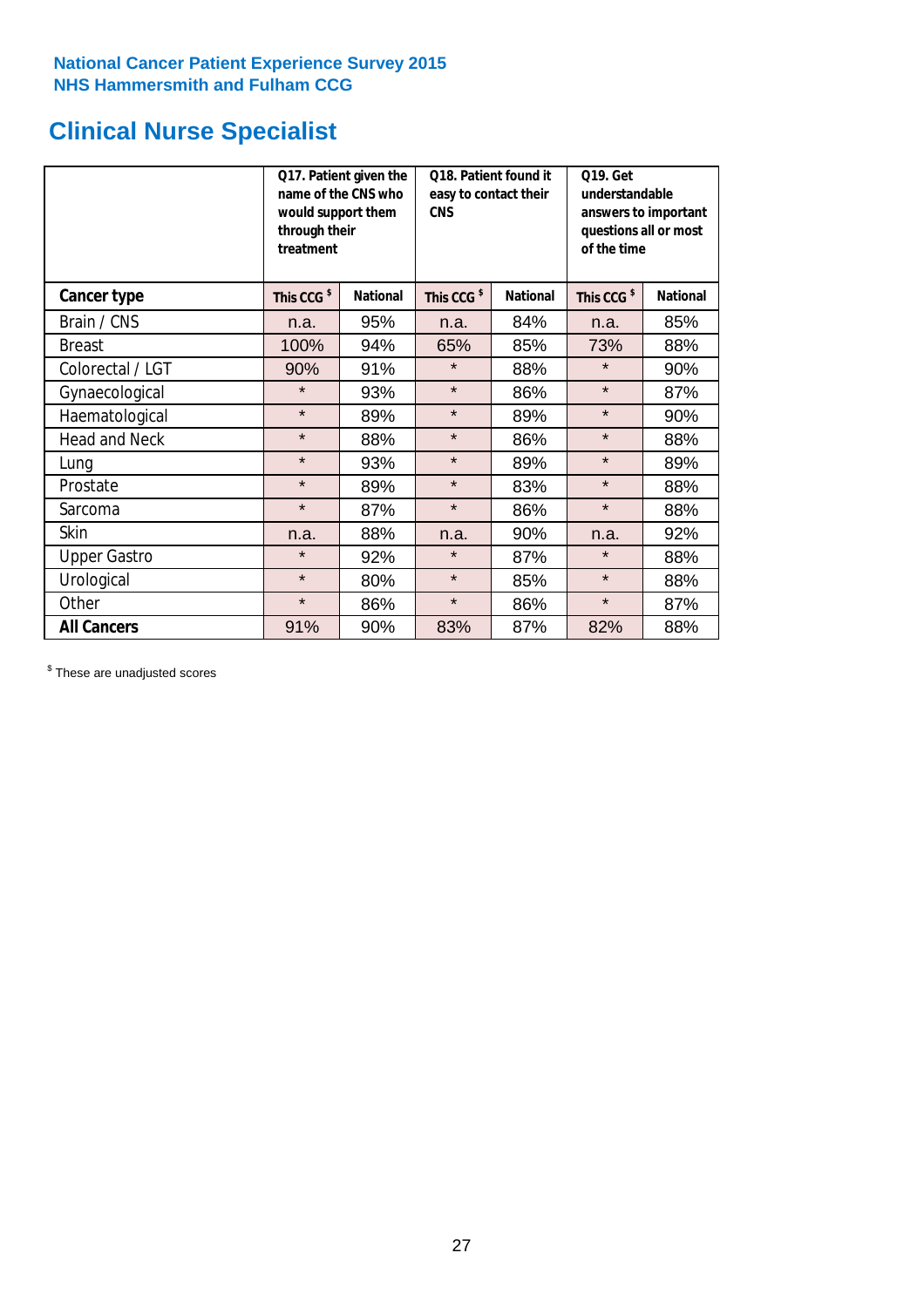National Cancer Patient Experience Survey 2015
NHS Hammersmith and Fulham CCG

# Clinical Nurse Specialist

| | Q17. Patient given the name of the CNS who would support them through their treatment | | Q18. Patient found it easy to contact their CNS | | Q19. Get understandable answers to important questions all or most of the time | |
|---|---|---|---|---|---|---|
| **Cancer type** | **This CCG $** | **National** | **This CCG $** | **National** | **This CCG $** | **National** |
| Brain / CNS | n.a. | 95% | n.a. | 84% | n.a. | 85% |
| Breast | 100% | 94% | 65% | 85% | 73% | 88% |
| Colorectal / LGT | 90% | 91% | * | 88% | * | 90% |
| Gynaecological | * | 93% | * | 86% | * | 87% |
| Haematological | * | 89% | * | 89% | * | 90% |
| Head and Neck | * | 88% | * | 86% | * | 88% |
| Lung | * | 93% | * | 89% | * | 89% |
| Prostate | * | 89% | * | 83% | * | 88% |
| Sarcoma | * | 87% | * | 86% | * | 88% |
| Skin | n.a. | 88% | n.a. | 90% | n.a. | 92% |
| Upper Gastro | * | 92% | * | 87% | * | 88% |
| Urological | * | 80% | * | 85% | * | 88% |
| Other | * | 86% | * | 86% | * | 87% |
| **All Cancers** | 91% | 90% | 83% | 87% | 82% | 88% |

$ These are unadjusted scores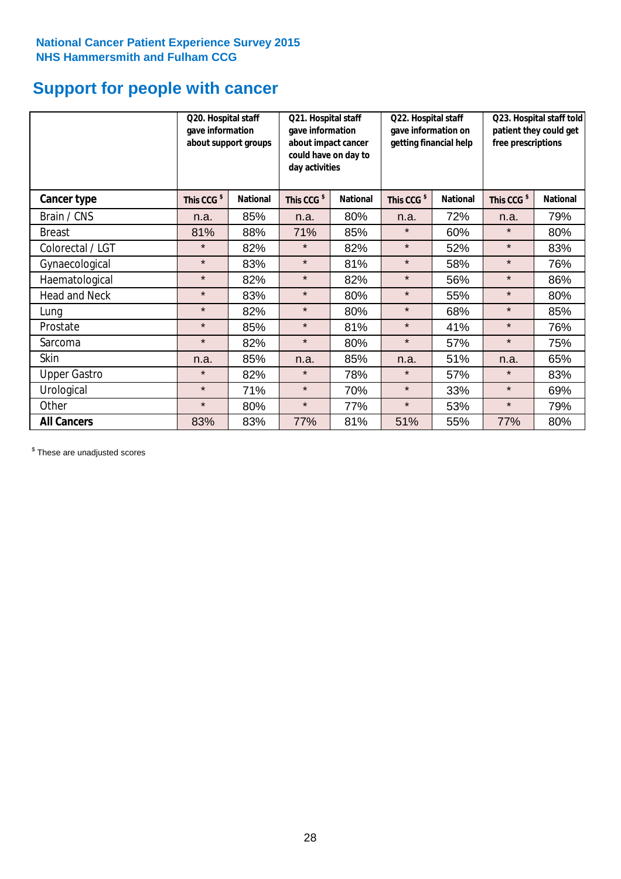**National Cancer Patient Experience Survey 2015**
**NHS Hammersmith and Fulham CCG**

# Support for people with cancer

| | Q20. Hospital staff gave information about support groups | | Q21. Hospital staff gave information about impact cancer could have on day to day activities | | Q22. Hospital staff gave information on getting financial help | | Q23. Hospital staff told patient they could get free prescriptions | |
|---|---|---|---|---|---|---|---|---|
| **Cancer type** | This CCG $ | National | This CCG $ | National | This CCG $ | National | This CCG $ | National |
| Brain / CNS | n.a. | 85% | n.a. | 80% | n.a. | 72% | n.a. | 79% |
| Breast | 81% | 88% | 71% | 85% | * | 60% | * | 80% |
| Colorectal / LGT | * | 82% | * | 82% | * | 52% | * | 83% |
| Gynaecological | * | 83% | * | 81% | * | 58% | * | 76% |
| Haematological | * | 82% | * | 82% | * | 56% | * | 86% |
| Head and Neck | * | 83% | * | 80% | * | 55% | * | 80% |
| Lung | * | 82% | * | 80% | * | 68% | * | 85% |
| Prostate | * | 85% | * | 81% | * | 41% | * | 76% |
| Sarcoma | * | 82% | * | 80% | * | 57% | * | 75% |
| Skin | n.a. | 85% | n.a. | 85% | n.a. | 51% | n.a. | 65% |
| Upper Gastro | * | 82% | * | 78% | * | 57% | * | 83% |
| Urological | * | 71% | * | 70% | * | 33% | * | 69% |
| Other | * | 80% | * | 77% | * | 53% | * | 79% |
| **All Cancers** | 83% | 83% | 77% | 81% | 51% | 55% | 77% | 80% |

$ These are unadjusted scores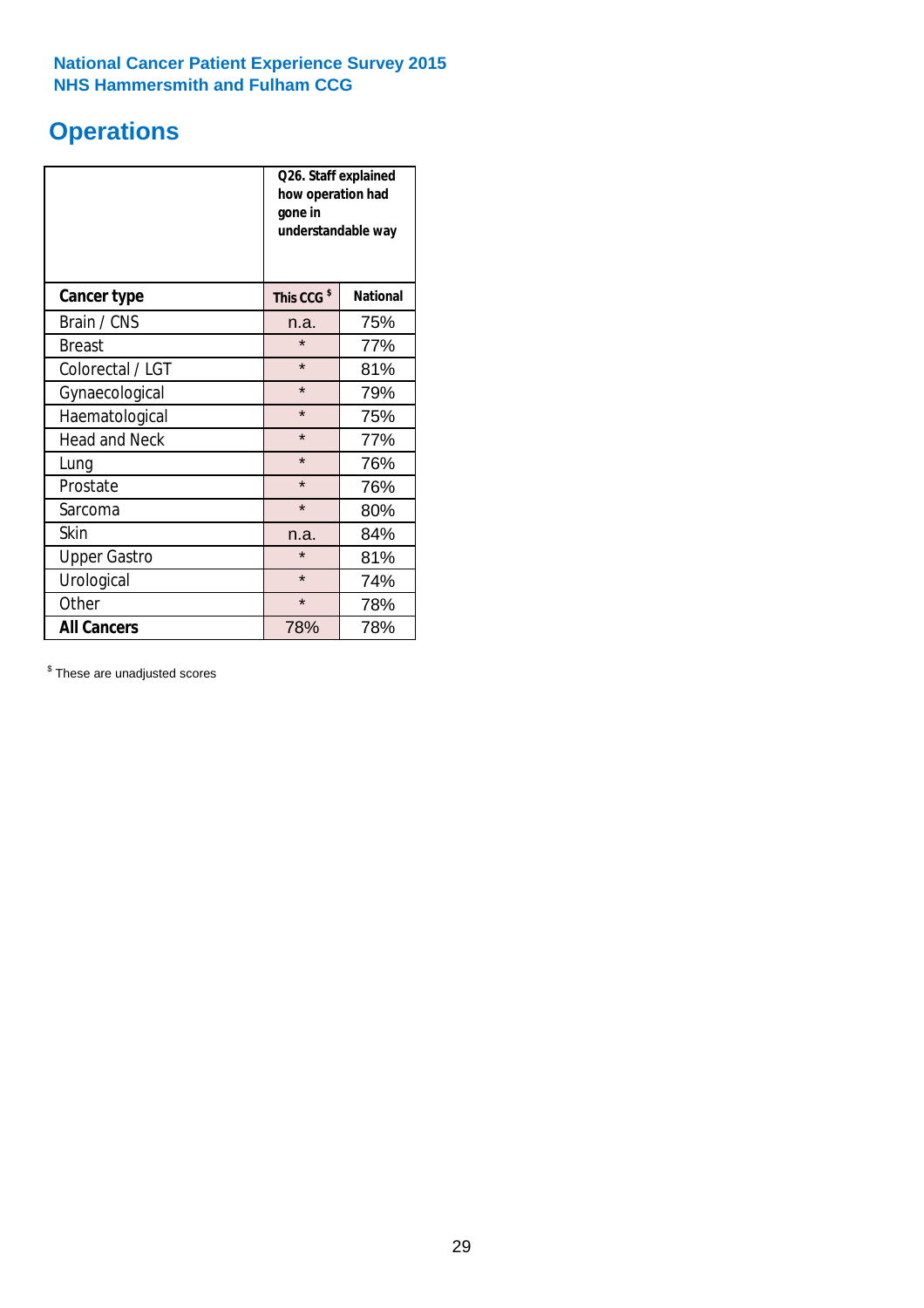**National Cancer Patient Experience Survey 2015**
**NHS Hammersmith and Fulham CCG**

## Operations

| | Q26. Staff explained how operation had gone in understandable way | |
|---|---|---|
| **Cancer type** | **This CCG $** | **National** |
| Brain / CNS | n.a. | 75% |
| Breast | * | 77% |
| Colorectal / LGT | * | 81% |
| Gynaecological | * | 79% |
| Haematological | * | 75% |
| Head and Neck | * | 77% |
| Lung | * | 76% |
| Prostate | * | 76% |
| Sarcoma | * | 80% |
| Skin | n.a. | 84% |
| Upper Gastro | * | 81% |
| Urological | * | 74% |
| Other | * | 78% |
| **All Cancers** | 78% | 78% |

$ These are unadjusted scores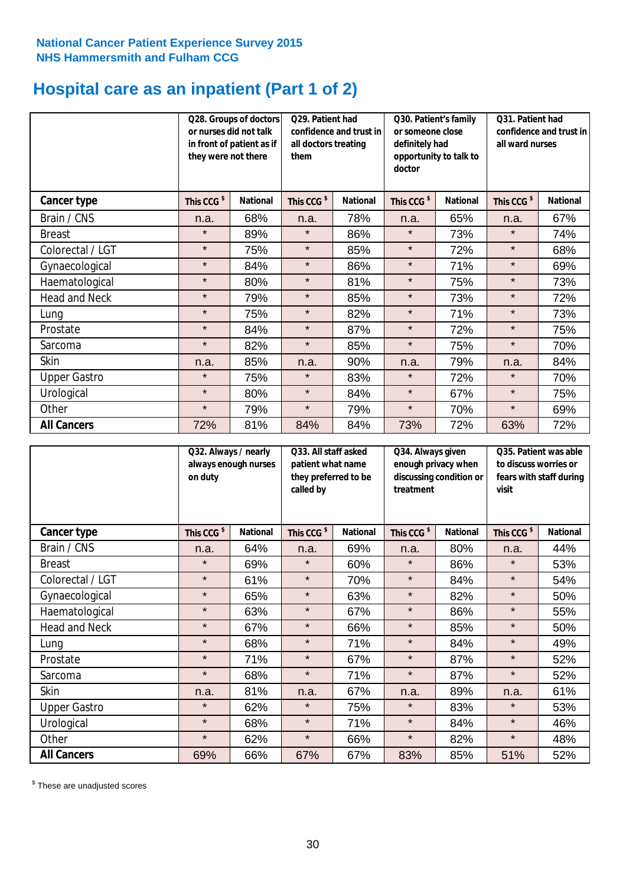National Cancer Patient Experience Survey 2015
NHS Hammersmith and Fulham CCG

# Hospital care as an inpatient (Part 1 of 2)

| | Q28. Groups of doctors or nurses did not talk in front of patient as if they were not there | | Q29. Patient had confidence and trust in all doctors treating them | | Q30. Patient's family or someone close definitely had opportunity to talk to doctor | | Q31. Patient had confidence and trust in all ward nurses | |
|---|---|---|---|---|---|---|---|---|
| **Cancer type** | **This CCG $** | **National** | **This CCG $** | **National** | **This CCG $** | **National** | **This CCG $** | **National** |
| Brain / CNS | n.a. | 68% | n.a. | 78% | n.a. | 65% | n.a. | 67% |
| Breast | * | 89% | * | 86% | * | 73% | * | 74% |
| Colorectal / LGT | * | 75% | * | 85% | * | 72% | * | 68% |
| Gynaecological | * | 84% | * | 86% | * | 71% | * | 69% |
| Haematological | * | 80% | * | 81% | * | 75% | * | 73% |
| Head and Neck | * | 79% | * | 85% | * | 73% | * | 72% |
| Lung | * | 75% | * | 82% | * | 71% | * | 73% |
| Prostate | * | 84% | * | 87% | * | 72% | * | 75% |
| Sarcoma | * | 82% | * | 85% | * | 75% | * | 70% |
| Skin | n.a. | 85% | n.a. | 90% | n.a. | 79% | n.a. | 84% |
| Upper Gastro | * | 75% | * | 83% | * | 72% | * | 70% |
| Urological | * | 80% | * | 84% | * | 67% | * | 75% |
| Other | * | 79% | * | 79% | * | 70% | * | 69% |
| **All Cancers** | 72% | 81% | 84% | 84% | 73% | 72% | 63% | 72% |

| | Q32. Always / nearly always enough nurses on duty | | Q33. All staff asked patient what name they preferred to be called by | | Q34. Always given enough privacy when discussing condition or treatment | | Q35. Patient was able to discuss worries or fears with staff during visit | |
|---|---|---|---|---|---|---|---|---|
| **Cancer type** | **This CCG $** | **National** | **This CCG $** | **National** | **This CCG $** | **National** | **This CCG $** | **National** |
| Brain / CNS | n.a. | 64% | n.a. | 69% | n.a. | 80% | n.a. | 44% |
| Breast | * | 69% | * | 60% | * | 86% | * | 53% |
| Colorectal / LGT | * | 61% | * | 70% | * | 84% | * | 54% |
| Gynaecological | * | 65% | * | 63% | * | 82% | * | 50% |
| Haematological | * | 63% | * | 67% | * | 86% | * | 55% |
| Head and Neck | * | 67% | * | 66% | * | 85% | * | 50% |
| Lung | * | 68% | * | 71% | * | 84% | * | 49% |
| Prostate | * | 71% | * | 67% | * | 87% | * | 52% |
| Sarcoma | * | 68% | * | 71% | * | 87% | * | 52% |
| Skin | n.a. | 81% | n.a. | 67% | n.a. | 89% | n.a. | 61% |
| Upper Gastro | * | 62% | * | 75% | * | 83% | * | 53% |
| Urological | * | 68% | * | 71% | * | 84% | * | 46% |
| Other | * | 62% | * | 66% | * | 82% | * | 48% |
| **All Cancers** | 69% | 66% | 67% | 67% | 83% | 85% | 51% | 52% |

$ These are unadjusted scores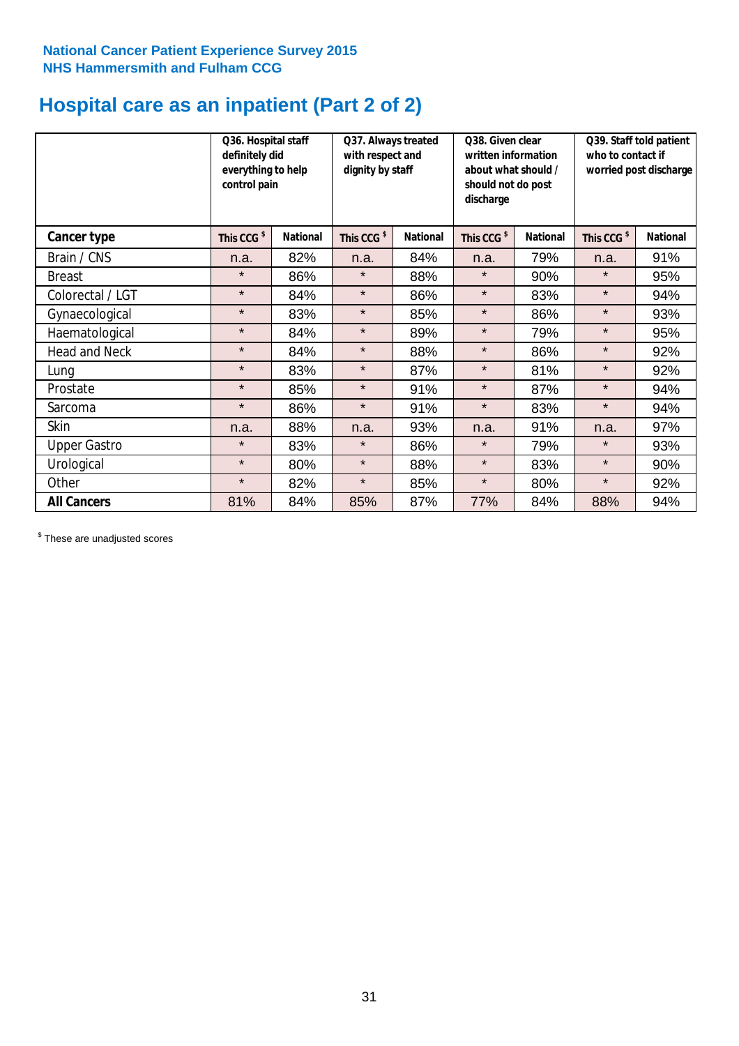National Cancer Patient Experience Survey 2015
NHS Hammersmith and Fulham CCG

# Hospital care as an inpatient (Part 2 of 2)

| | Q36. Hospital staff definitely did everything to help control pain | | Q37. Always treated with respect and dignity by staff | | Q38. Given clear written information about what should / should not do post discharge | | Q39. Staff told patient who to contact if worried post discharge | |
|---|---|---|---|---|---|---|---|---|
| **Cancer type** | **This CCG $** | **National** | **This CCG $** | **National** | **This CCG $** | **National** | **This CCG $** | **National** |
| Brain / CNS | n.a. | 82% | n.a. | 84% | n.a. | 79% | n.a. | 91% |
| Breast | * | 86% | * | 88% | * | 90% | * | 95% |
| Colorectal / LGT | * | 84% | * | 86% | * | 83% | * | 94% |
| Gynaecological | * | 83% | * | 85% | * | 86% | * | 93% |
| Haematological | * | 84% | * | 89% | * | 79% | * | 95% |
| Head and Neck | * | 84% | * | 88% | * | 86% | * | 92% |
| Lung | * | 83% | * | 87% | * | 81% | * | 92% |
| Prostate | * | 85% | * | 91% | * | 87% | * | 94% |
| Sarcoma | * | 86% | * | 91% | * | 83% | * | 94% |
| Skin | n.a. | 88% | n.a. | 93% | n.a. | 91% | n.a. | 97% |
| Upper Gastro | * | 83% | * | 86% | * | 79% | * | 93% |
| Urological | * | 80% | * | 88% | * | 83% | * | 90% |
| Other | * | 82% | * | 85% | * | 80% | * | 92% |
| **All Cancers** | 81% | 84% | 85% | 87% | 77% | 84% | 88% | 94% |

$ These are unadjusted scores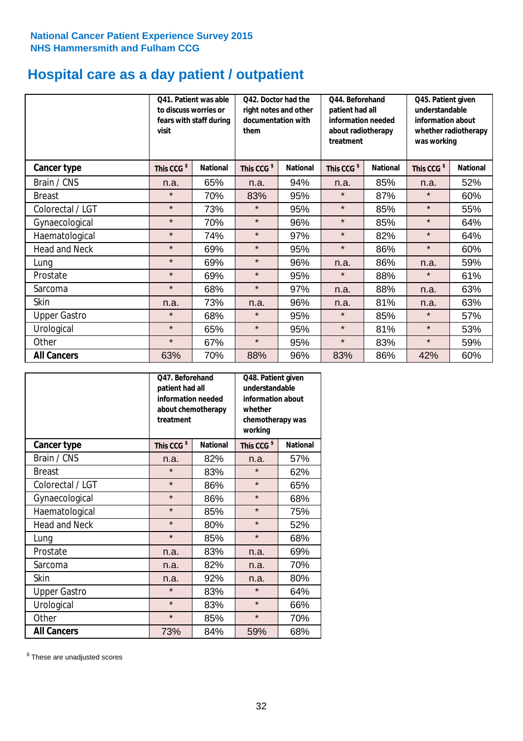National Cancer Patient Experience Survey 2015
NHS Hammersmith and Fulham CCG

# Hospital care as a day patient / outpatient

| | Q41. Patient was able to discuss worries or fears with staff during visit | | Q42. Doctor had the right notes and other documentation with them | | Q44. Beforehand patient had all information needed about radiotherapy treatment | | Q45. Patient given understandable information about whether radiotherapy was working | |
|---|---|---|---|---|---|---|---|---|
| **Cancer type** | This CCG $ | National | This CCG $ | National | This CCG $ | National | This CCG $ | National |
| Brain / CNS | n.a. | 65% | n.a. | 94% | n.a. | 85% | n.a. | 52% |
| Breast | * | 70% | 83% | 95% | * | 87% | * | 60% |
| Colorectal / LGT | * | 73% | * | 95% | * | 85% | * | 55% |
| Gynaecological | * | 70% | * | 96% | * | 85% | * | 64% |
| Haematological | * | 74% | * | 97% | * | 82% | * | 64% |
| Head and Neck | * | 69% | * | 95% | * | 86% | * | 60% |
| Lung | * | 69% | * | 96% | n.a. | 86% | n.a. | 59% |
| Prostate | * | 69% | * | 95% | * | 88% | * | 61% |
| Sarcoma | * | 68% | * | 97% | n.a. | 88% | n.a. | 63% |
| Skin | n.a. | 73% | n.a. | 96% | n.a. | 81% | n.a. | 63% |
| Upper Gastro | * | 68% | * | 95% | * | 85% | * | 57% |
| Urological | * | 65% | * | 95% | * | 81% | * | 53% |
| Other | * | 67% | * | 95% | * | 83% | * | 59% |
| **All Cancers** | 63% | 70% | 88% | 96% | 83% | 86% | 42% | 60% |

| | Q47. Beforehand patient had all information needed about chemotherapy treatment | | Q48. Patient given understandable information about whether chemotherapy was working | |
|---|---|---|---|---|
| **Cancer type** | This CCG $ | National | This CCG $ | National |
| Brain / CNS | n.a. | 82% | n.a. | 57% |
| Breast | * | 83% | * | 62% |
| Colorectal / LGT | * | 86% | * | 65% |
| Gynaecological | * | 86% | * | 68% |
| Haematological | * | 85% | * | 75% |
| Head and Neck | * | 80% | * | 52% |
| Lung | * | 85% | * | 68% |
| Prostate | n.a. | 83% | n.a. | 69% |
| Sarcoma | n.a. | 82% | n.a. | 70% |
| Skin | n.a. | 92% | n.a. | 80% |
| Upper Gastro | * | 83% | * | 64% |
| Urological | * | 83% | * | 66% |
| Other | * | 85% | * | 70% |
| **All Cancers** | 73% | 84% | 59% | 68% |

$ These are unadjusted scores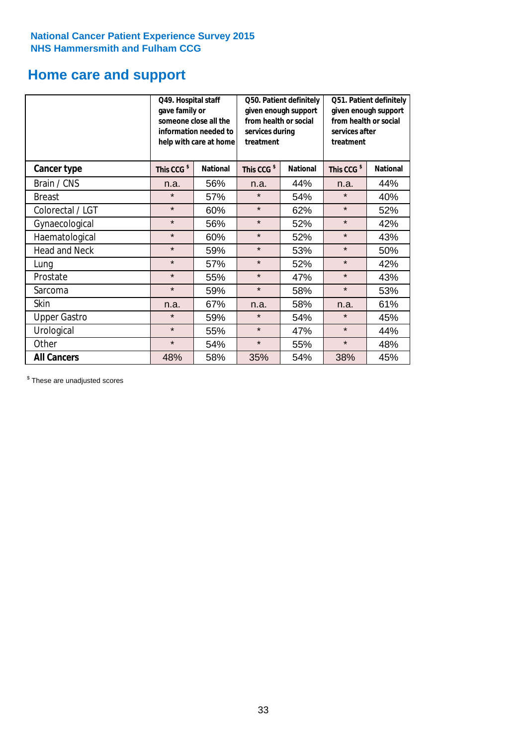**National Cancer Patient Experience Survey 2015**
**NHS Hammersmith and Fulham CCG**

# Home care and support

| | Q49. Hospital staff gave family or someone close all the information needed to help with care at home | | Q50. Patient definitely given enough support from health or social services during treatment | | Q51. Patient definitely given enough support from health or social services after treatment | |
|---|---|---|---|---|---|---|
| **Cancer type** | This CCG $ | National | This CCG $ | National | This CCG $ | National |
| Brain / CNS | n.a. | 56% | n.a. | 44% | n.a. | 44% |
| Breast | * | 57% | * | 54% | * | 40% |
| Colorectal / LGT | * | 60% | * | 62% | * | 52% |
| Gynaecological | * | 56% | * | 52% | * | 42% |
| Haematological | * | 60% | * | 52% | * | 43% |
| Head and Neck | * | 59% | * | 53% | * | 50% |
| Lung | * | 57% | * | 52% | * | 42% |
| Prostate | * | 55% | * | 47% | * | 43% |
| Sarcoma | * | 59% | * | 58% | * | 53% |
| Skin | n.a. | 67% | n.a. | 58% | n.a. | 61% |
| Upper Gastro | * | 59% | * | 54% | * | 45% |
| Urological | * | 55% | * | 47% | * | 44% |
| Other | * | 54% | * | 55% | * | 48% |
| **All Cancers** | 48% | 58% | 35% | 54% | 38% | 45% |

$ These are unadjusted scores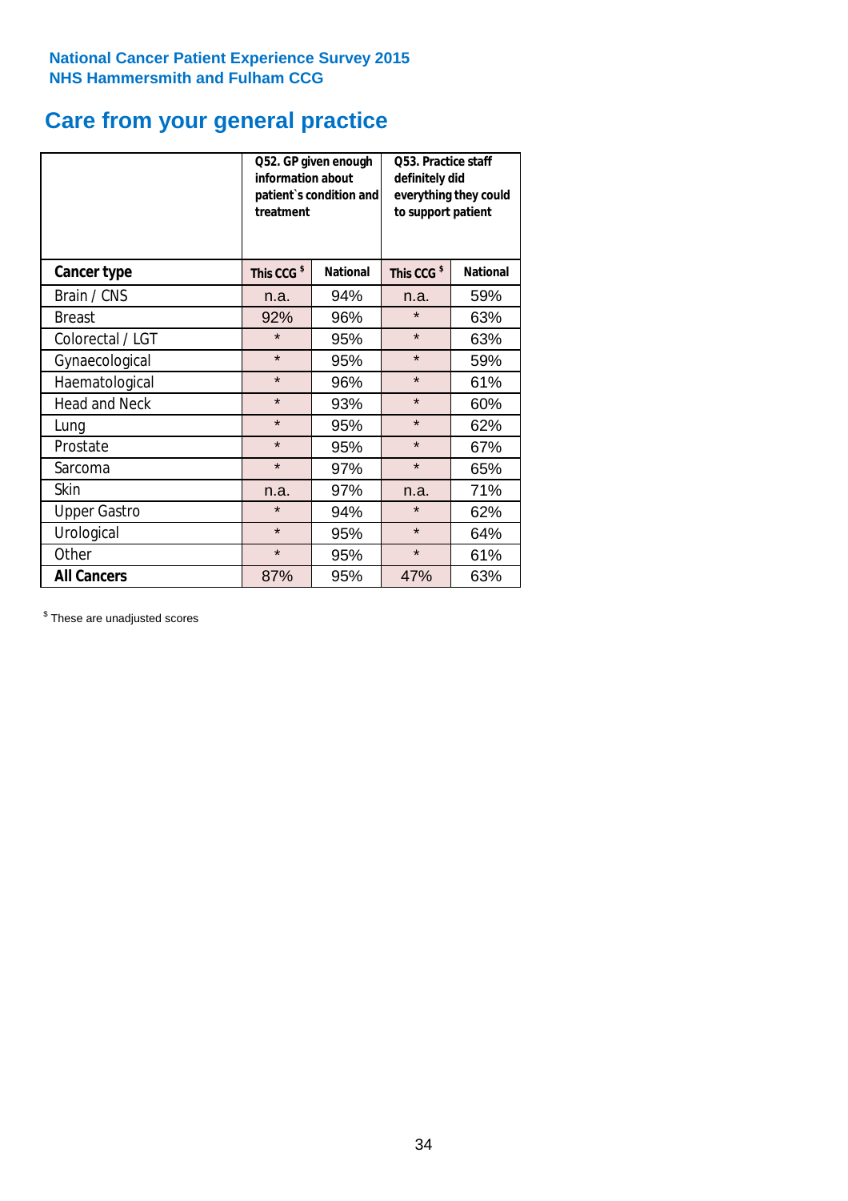**National Cancer Patient Experience Survey 2015**
**NHS Hammersmith and Fulham CCG**

# Care from your general practice

| | Q52. GP given enough information about patient`s condition and treatment | | Q53. Practice staff definitely did everything they could to support patient | |
|---|---|---|---|---|
| **Cancer type** | **This CCG $** | **National** | **This CCG $** | **National** |
| Brain / CNS | n.a. | 94% | n.a. | 59% |
| Breast | 92% | 96% | * | 63% |
| Colorectal / LGT | * | 95% | * | 63% |
| Gynaecological | * | 95% | * | 59% |
| Haematological | * | 96% | * | 61% |
| Head and Neck | * | 93% | * | 60% |
| Lung | * | 95% | * | 62% |
| Prostate | * | 95% | * | 67% |
| Sarcoma | * | 97% | * | 65% |
| Skin | n.a. | 97% | n.a. | 71% |
| Upper Gastro | * | 94% | * | 62% |
| Urological | * | 95% | * | 64% |
| Other | * | 95% | * | 61% |
| **All Cancers** | 87% | 95% | 47% | 63% |

$ These are unadjusted scores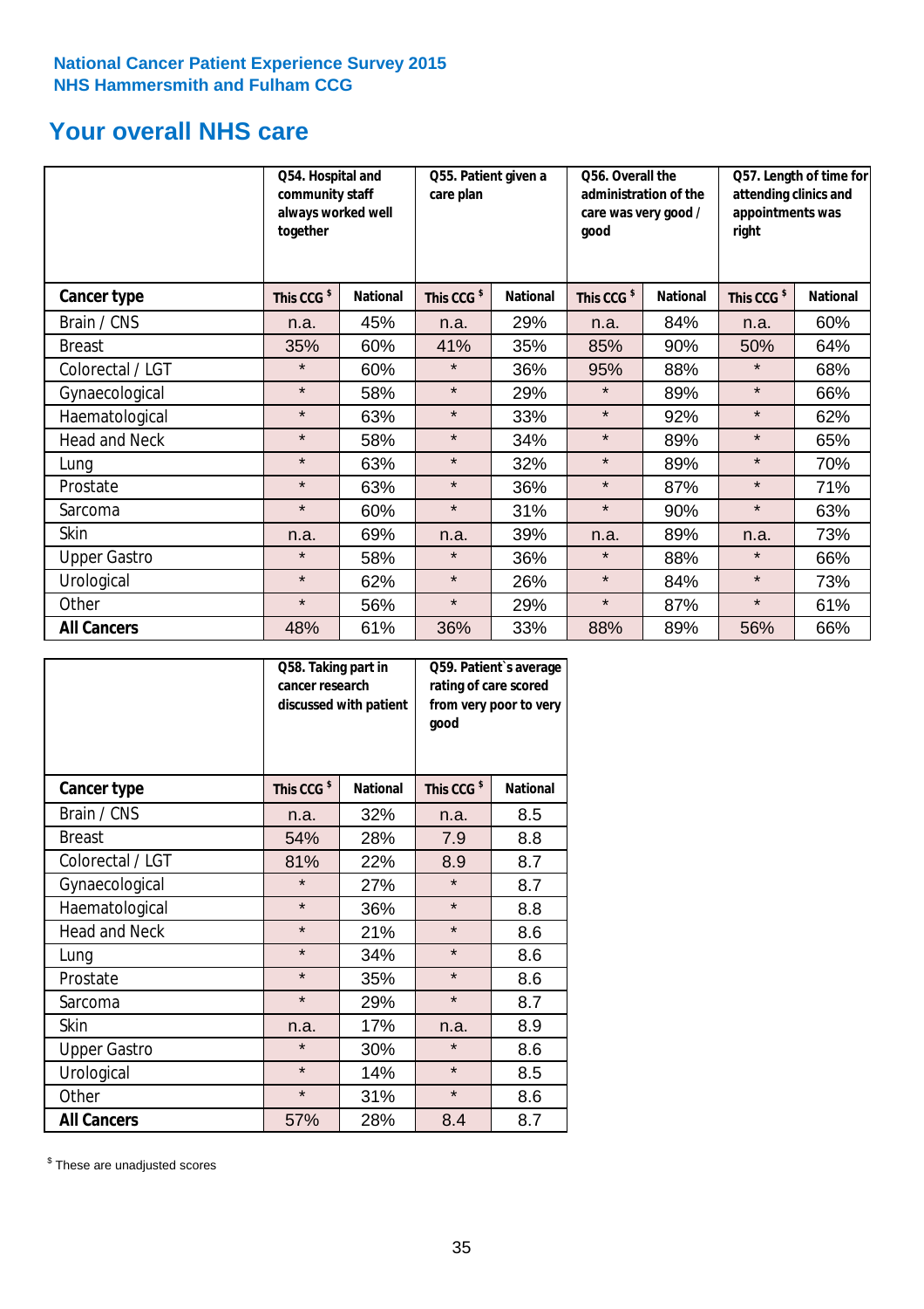**National Cancer Patient Experience Survey 2015**
**NHS Hammersmith and Fulham CCG**

## Your overall NHS care

| | Q54. Hospital and community staff always worked well together | | Q55. Patient given a care plan | | Q56. Overall the administration of the care was very good / good | | Q57. Length of time for attending clinics and appointments was right | |
|---|---|---|---|---|---|---|---|---|
| **Cancer type** | **This CCG $** | **National** | **This CCG $** | **National** | **This CCG $** | **National** | **This CCG $** | **National** |
| Brain / CNS | n.a. | 45% | n.a. | 29% | n.a. | 84% | n.a. | 60% |
| Breast | 35% | 60% | 41% | 35% | 85% | 90% | 50% | 64% |
| Colorectal / LGT | * | 60% | * | 36% | 95% | 88% | * | 68% |
| Gynaecological | * | 58% | * | 29% | * | 89% | * | 66% |
| Haematological | * | 63% | * | 33% | * | 92% | * | 62% |
| Head and Neck | * | 58% | * | 34% | * | 89% | * | 65% |
| Lung | * | 63% | * | 32% | * | 89% | * | 70% |
| Prostate | * | 63% | * | 36% | * | 87% | * | 71% |
| Sarcoma | * | 60% | * | 31% | * | 90% | * | 63% |
| Skin | n.a. | 69% | n.a. | 39% | n.a. | 89% | n.a. | 73% |
| Upper Gastro | * | 58% | * | 36% | * | 88% | * | 66% |
| Urological | * | 62% | * | 26% | * | 84% | * | 73% |
| Other | * | 56% | * | 29% | * | 87% | * | 61% |
| **All Cancers** | 48% | 61% | 36% | 33% | 88% | 89% | 56% | 66% |

| | Q58. Taking part in cancer research discussed with patient | | Q59. Patient`s average rating of care scored from very poor to very good | |
|---|---|---|---|---|
| **Cancer type** | **This CCG $** | **National** | **This CCG $** | **National** |
| Brain / CNS | n.a. | 32% | n.a. | 8.5 |
| Breast | 54% | 28% | 7.9 | 8.8 |
| Colorectal / LGT | 81% | 22% | 8.9 | 8.7 |
| Gynaecological | * | 27% | * | 8.7 |
| Haematological | * | 36% | * | 8.8 |
| Head and Neck | * | 21% | * | 8.6 |
| Lung | * | 34% | * | 8.6 |
| Prostate | * | 35% | * | 8.6 |
| Sarcoma | * | 29% | * | 8.7 |
| Skin | n.a. | 17% | n.a. | 8.9 |
| Upper Gastro | * | 30% | * | 8.6 |
| Urological | * | 14% | * | 8.5 |
| Other | * | 31% | * | 8.6 |
| **All Cancers** | 57% | 28% | 8.4 | 8.7 |

$ These are unadjusted scores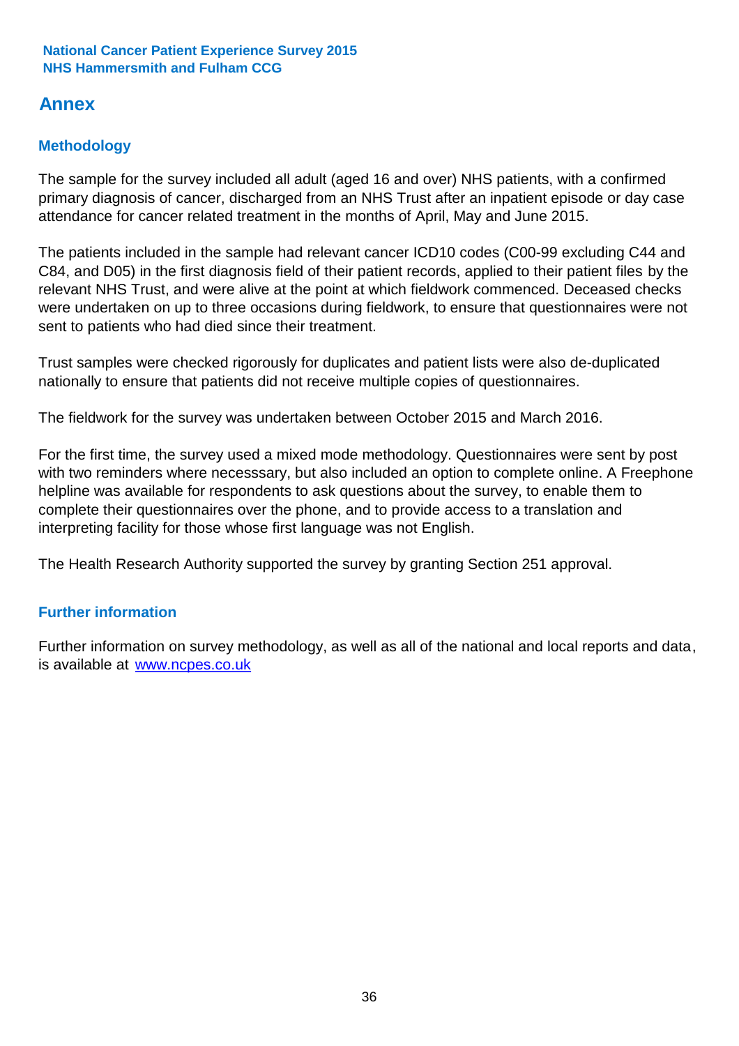## Annex

### Methodology

The sample for the survey included all adult (aged 16 and over) NHS patients, with a confirmed primary diagnosis of cancer, discharged from an NHS Trust after an inpatient episode or day case attendance for cancer related treatment in the months of April, May and June 2015.

The patients included in the sample had relevant cancer ICD10 codes (C00-99 excluding C44 and C84, and D05) in the first diagnosis field of their patient records, applied to their patient files by the relevant NHS Trust, and were alive at the point at which fieldwork commenced. Deceased checks were undertaken on up to three occasions during fieldwork, to ensure that questionnaires were not sent to patients who had died since their treatment.

Trust samples were checked rigorously for duplicates and patient lists were also de-duplicated nationally to ensure that patients did not receive multiple copies of questionnaires.

The fieldwork for the survey was undertaken between October 2015 and March 2016.

For the first time, the survey used a mixed mode methodology. Questionnaires were sent by post with two reminders where necesssary, but also included an option to complete online. A Freephone helpline was available for respondents to ask questions about the survey, to enable them to complete their questionnaires over the phone, and to provide access to a translation and interpreting facility for those whose first language was not English.

The Health Research Authority supported the survey by granting Section 251 approval.

### Further information

Further information on survey methodology, as well as all of the national and local reports and data, is available at [www.ncpes.co.uk](http://www.ncpes.co.uk)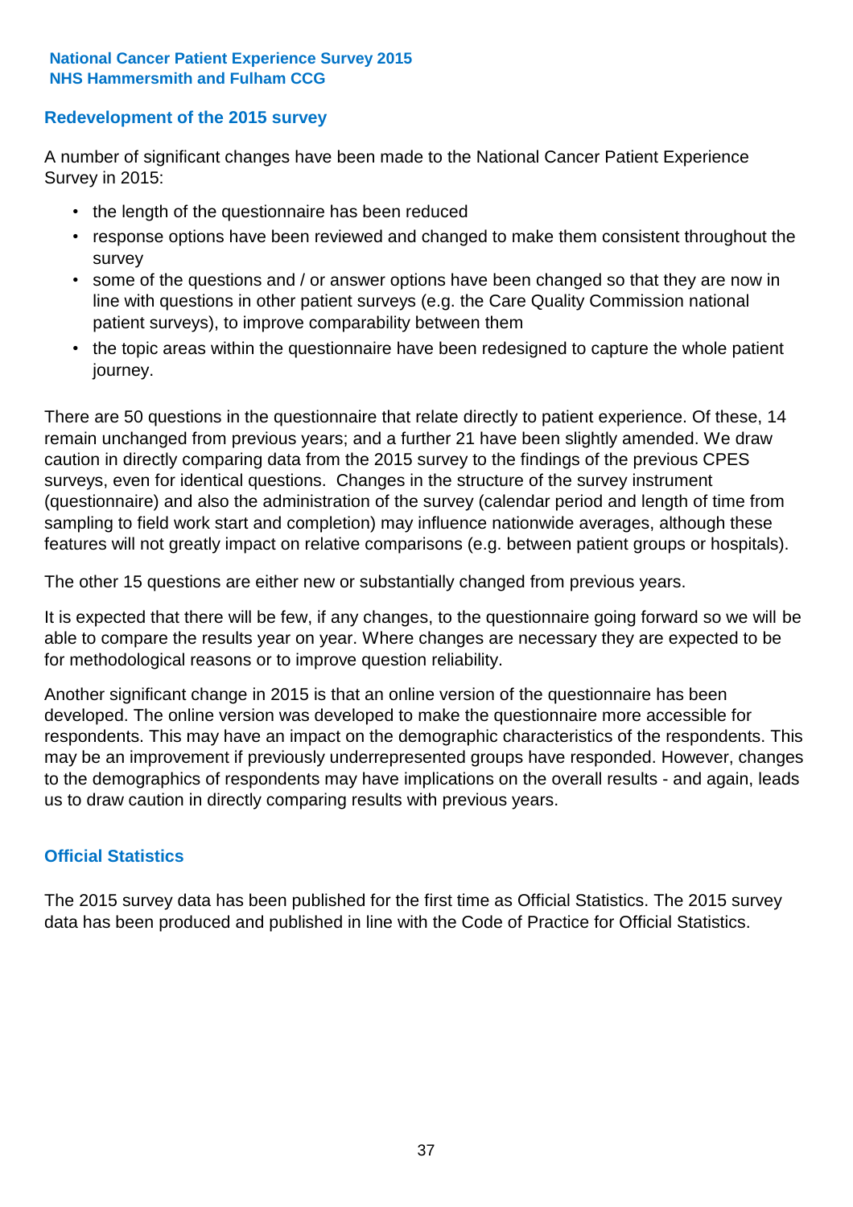## Redevelopment of the 2015 survey

A number of significant changes have been made to the National Cancer Patient Experience Survey in 2015:

- the length of the questionnaire has been reduced
- response options have been reviewed and changed to make them consistent throughout the survey
- some of the questions and / or answer options have been changed so that they are now in line with questions in other patient surveys (e.g. the Care Quality Commission national patient surveys), to improve comparability between them
- the topic areas within the questionnaire have been redesigned to capture the whole patient journey.

There are 50 questions in the questionnaire that relate directly to patient experience. Of these, 14 remain unchanged from previous years; and a further 21 have been slightly amended. We draw caution in directly comparing data from the 2015 survey to the findings of the previous CPES surveys, even for identical questions. Changes in the structure of the survey instrument (questionnaire) and also the administration of the survey (calendar period and length of time from sampling to field work start and completion) may influence nationwide averages, although these features will not greatly impact on relative comparisons (e.g. between patient groups or hospitals).

The other 15 questions are either new or substantially changed from previous years.

It is expected that there will be few, if any changes, to the questionnaire going forward so we will be able to compare the results year on year. Where changes are necessary they are expected to be for methodological reasons or to improve question reliability.

Another significant change in 2015 is that an online version of the questionnaire has been developed. The online version was developed to make the questionnaire more accessible for respondents. This may have an impact on the demographic characteristics of the respondents. This may be an improvement if previously underrepresented groups have responded. However, changes to the demographics of respondents may have implications on the overall results - and again, leads us to draw caution in directly comparing results with previous years.

## Official Statistics

The 2015 survey data has been published for the first time as Official Statistics. The 2015 survey data has been produced and published in line with the Code of Practice for Official Statistics.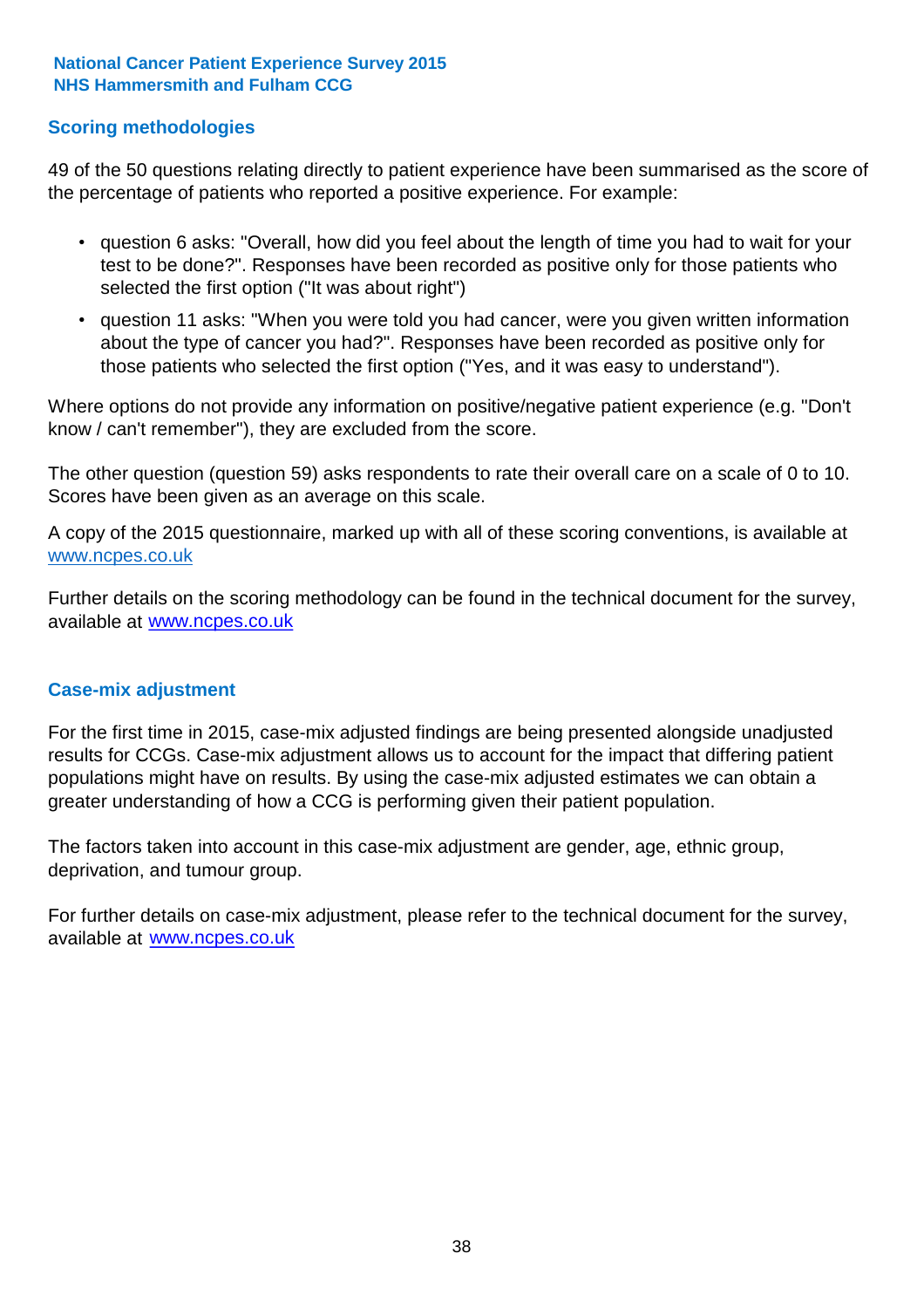## Scoring methodologies

49 of the 50 questions relating directly to patient experience have been summarised as the score of the percentage of patients who reported a positive experience. For example:

- question 6 asks: "Overall, how did you feel about the length of time you had to wait for your test to be done?". Responses have been recorded as positive only for those patients who selected the first option ("It was about right")
- question 11 asks: "When you were told you had cancer, were you given written information about the type of cancer you had?". Responses have been recorded as positive only for those patients who selected the first option ("Yes, and it was easy to understand").

Where options do not provide any information on positive/negative patient experience (e.g. "Don't know / can't remember"), they are excluded from the score.

The other question (question 59) asks respondents to rate their overall care on a scale of 0 to 10. Scores have been given as an average on this scale.

A copy of the 2015 questionnaire, marked up with all of these scoring conventions, is available at www.ncpes.co.uk

Further details on the scoring methodology can be found in the technical document for the survey, available at www.ncpes.co.uk

## Case-mix adjustment

For the first time in 2015, case-mix adjusted findings are being presented alongside unadjusted results for CCGs. Case-mix adjustment allows us to account for the impact that differing patient populations might have on results. By using the case-mix adjusted estimates we can obtain a greater understanding of how a CCG is performing given their patient population.

The factors taken into account in this case-mix adjustment are gender, age, ethnic group, deprivation, and tumour group.

For further details on case-mix adjustment, please refer to the technical document for the survey, available at www.ncpes.co.uk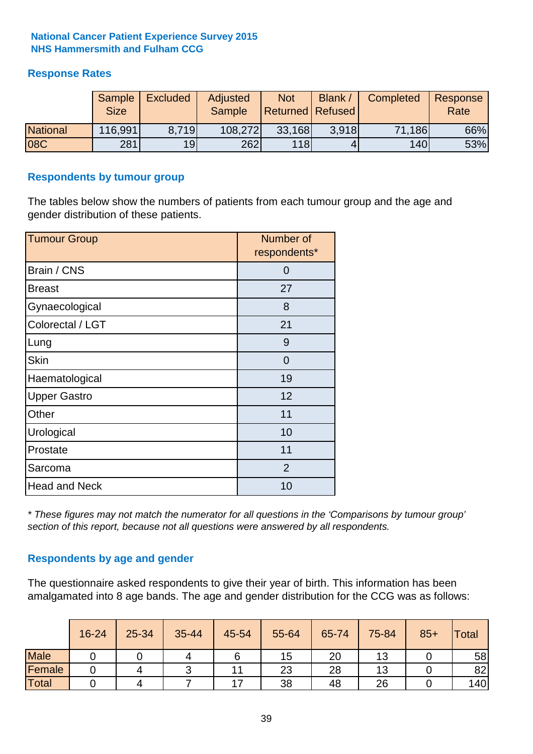**National Cancer Patient Experience Survey 2015**
**NHS Hammersmith and Fulham CCG**

## Response Rates

| | Sample Size | Excluded | Adjusted Sample | Not Returned | Blank / Refused | Completed | Response Rate |
|---|---|---|---|---|---|---|---|
| National | 116,991 | 8,719 | 108,272 | 33,168 | 3,918 | 71,186 | 66% |
| 08C | 281 | 19 | 262 | 118 | 4 | 140 | 53% |

## Respondents by tumour group

The tables below show the numbers of patients from each tumour group and the age and gender distribution of these patients.

| Tumour Group | Number of respondents* |
|---|---|
| Brain / CNS | 0 |
| Breast | 27 |
| Gynaecological | 8 |
| Colorectal / LGT | 21 |
| Lung | 9 |
| Skin | 0 |
| Haematological | 19 |
| Upper Gastro | 12 |
| Other | 11 |
| Urological | 10 |
| Prostate | 11 |
| Sarcoma | 2 |
| Head and Neck | 10 |

*\* These figures may not match the numerator for all questions in the 'Comparisons by tumour group' section of this report, because not all questions were answered by all respondents.*

## Respondents by age and gender

The questionnaire asked respondents to give their year of birth. This information has been amalgamated into 8 age bands. The age and gender distribution for the CCG was as follows:

| | 16-24 | 25-34 | 35-44 | 45-54 | 55-64 | 65-74 | 75-84 | 85+ | Total |
|---|---|---|---|---|---|---|---|---|---|
| Male | 0 | 0 | 4 | 6 | 15 | 20 | 13 | 0 | 58 |
| Female | 0 | 4 | 3 | 11 | 23 | 28 | 13 | 0 | 82 |
| Total | 0 | 4 | 7 | 17 | 38 | 48 | 26 | 0 | 140 |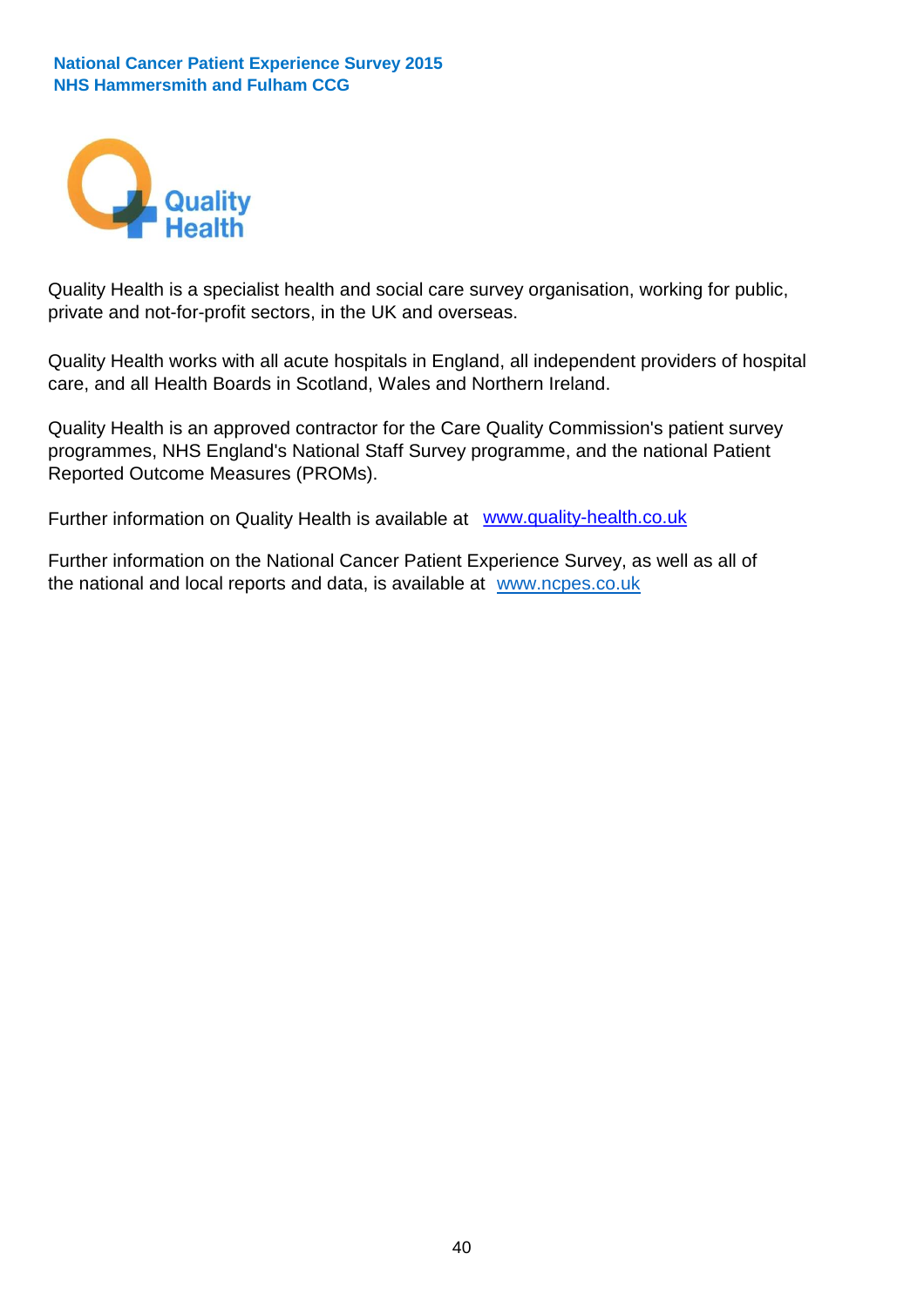Quality Health is a specialist health and social care survey organisation, working for public, private and not-for-profit sectors, in the UK and overseas.

Quality Health works with all acute hospitals in England, all independent providers of hospital care, and all Health Boards in Scotland, Wales and Northern Ireland.

Quality Health is an approved contractor for the Care Quality Commission's patient survey programmes, NHS England's National Staff Survey programme, and the national Patient Reported Outcome Measures (PROMs).

Further information on Quality Health is available at www.quality-health.co.uk

Further information on the National Cancer Patient Experience Survey, as well as all of the national and local reports and data, is available at www.ncpes.co.uk